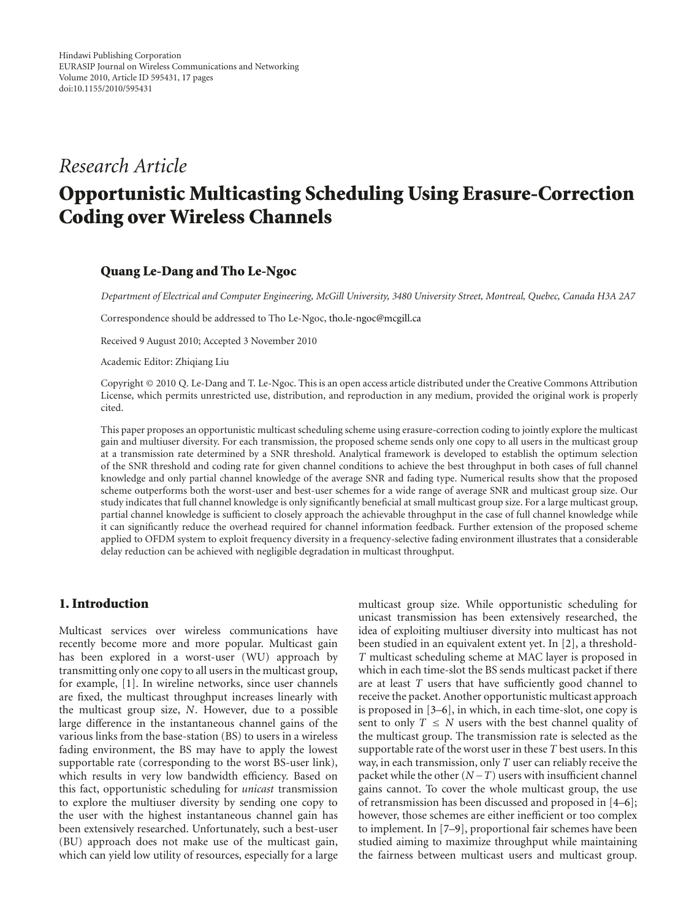Hindawi Publishing Corporation
EURASIP Journal on Wireless Communications and Networking
Volume 2010, Article ID 595431, 17 pages
doi:10.1155/2010/595431

*Research Article*

# Opportunistic Multicasting Scheduling Using Erasure-Correction Coding over Wireless Channels

**Quang Le-Dang and Tho Le-Ngoc**

*Department of Electrical and Computer Engineering, McGill University, 3480 University Street, Montreal, Quebec, Canada H3A 2A7*

Correspondence should be addressed to Tho Le-Ngoc, tho.le-ngoc@mcgill.ca

Received 9 August 2010; Accepted 3 November 2010

Academic Editor: Zhiqiang Liu

Copyright © 2010 Q. Le-Dang and T. Le-Ngoc. This is an open access article distributed under the Creative Commons Attribution License, which permits unrestricted use, distribution, and reproduction in any medium, provided the original work is properly cited.

This paper proposes an opportunistic multicast scheduling scheme using erasure-correction coding to jointly explore the multicast gain and multiuser diversity. For each transmission, the proposed scheme sends only one copy to all users in the multicast group at a transmission rate determined by a SNR threshold. Analytical framework is developed to establish the optimum selection of the SNR threshold and coding rate for given channel conditions to achieve the best throughput in both cases of full channel knowledge and only partial channel knowledge of the average SNR and fading type. Numerical results show that the proposed scheme outperforms both the worst-user and best-user schemes for a wide range of average SNR and multicast group size. Our study indicates that full channel knowledge is only significantly beneficial at small multicast group size. For a large multicast group, partial channel knowledge is sufficient to closely approach the achievable throughput in the case of full channel knowledge while it can significantly reduce the overhead required for channel information feedback. Further extension of the proposed scheme applied to OFDM system to exploit frequency diversity in a frequency-selective fading environment illustrates that a considerable delay reduction can be achieved with negligible degradation in multicast throughput.

## 1. Introduction

Multicast services over wireless communications have recently become more and more popular. Multicast gain has been explored in a worst-user (WU) approach by transmitting only one copy to all users in the multicast group, for example, [1]. In wireline networks, since user channels are fixed, the multicast throughput increases linearly with the multicast group size, $N$. However, due to a possible large difference in the instantaneous channel gains of the various links from the base-station (BS) to users in a wireless fading environment, the BS may have to apply the lowest supportable rate (corresponding to the worst BS-user link), which results in very low bandwidth efficiency. Based on this fact, opportunistic scheduling for *unicast* transmission to explore the multiuser diversity by sending one copy to the user with the highest instantaneous channel gain has been extensively researched. Unfortunately, such a best-user (BU) approach does not make use of the multicast gain, which can yield low utility of resources, especially for a large multicast group size. While opportunistic scheduling for unicast transmission has been extensively researched, the idea of exploiting multiuser diversity into multicast has not been studied in an equivalent extent yet. In [2], a threshold-$T$ multicast scheduling scheme at MAC layer is proposed in which in each time-slot the BS sends multicast packet if there are at least $T$ users that have sufficiently good channel to receive the packet. Another opportunistic multicast approach is proposed in [3–6], in which, in each time-slot, one copy is sent to only $T \leq N$ users with the best channel quality of the multicast group. The transmission rate is selected as the supportable rate of the worst user in these $T$ best users. In this way, in each transmission, only $T$ user can reliably receive the packet while the other $(N - T)$ users with insufficient channel gains cannot. To cover the whole multicast group, the use of retransmission has been discussed and proposed in [4–6]; however, those schemes are either inefficient or too complex to implement. In [7–9], proportional fair schemes have been studied aiming to maximize throughput while maintaining the fairness between multicast users and multicast group.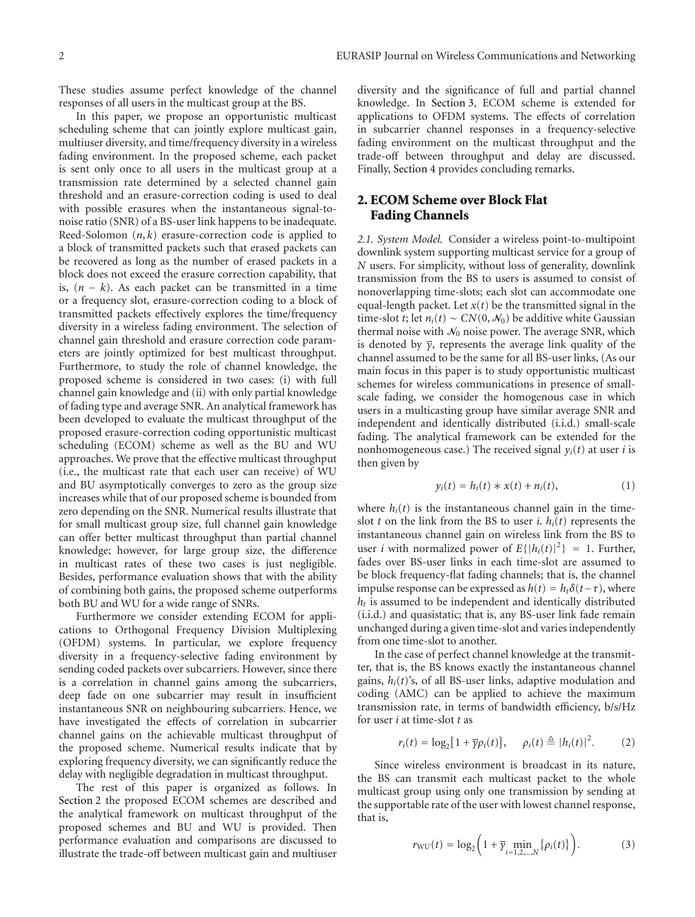These studies assume perfect knowledge of the channel responses of all users in the multicast group at the BS.

In this paper, we propose an opportunistic multicast scheduling scheme that can jointly explore multicast gain, multiuser diversity, and time/frequency diversity in a wireless fading environment. In the proposed scheme, each packet is sent only once to all users in the multicast group at a transmission rate determined by a selected channel gain threshold and an erasure-correction coding is used to deal with possible erasures when the instantaneous signal-to-noise ratio (SNR) of a BS-user link happens to be inadequate. Reed-Solomon $(n, k)$ erasure-correction code is applied to a block of transmitted packets such that erased packets can be recovered as long as the number of erased packets in a block does not exceed the erasure correction capability, that is, $(n - k)$. As each packet can be transmitted in a time or a frequency slot, erasure-correction coding to a block of transmitted packets effectively explores the time/frequency diversity in a wireless fading environment. The selection of channel gain threshold and erasure correction code parameters are jointly optimized for best multicast throughput. Furthermore, to study the role of channel knowledge, the proposed scheme is considered in two cases: (i) with full channel gain knowledge and (ii) with only partial knowledge of fading type and average SNR. An analytical framework has been developed to evaluate the multicast throughput of the proposed erasure-correction coding opportunistic multicast scheduling (ECOM) scheme as well as the BU and WU approaches. We prove that the effective multicast throughput (i.e., the multicast rate that each user can receive) of WU and BU asymptotically converges to zero as the group size increases while that of our proposed scheme is bounded from zero depending on the SNR. Numerical results illustrate that for small multicast group size, full channel gain knowledge can offer better multicast throughput than partial channel knowledge; however, for large group size, the difference in multicast rates of these two cases is just negligible. Besides, performance evaluation shows that with the ability of combining both gains, the proposed scheme outperforms both BU and WU for a wide range of SNRs.

Furthermore we consider extending ECOM for applications to Orthogonal Frequency Division Multiplexing (OFDM) systems. In particular, we explore frequency diversity in a frequency-selective fading environment by sending coded packets over subcarriers. However, since there is a correlation in channel gains among the subcarriers, deep fade on one subcarrier may result in insufficient instantaneous SNR on neighbouring subcarriers. Hence, we have investigated the effects of correlation in subcarrier channel gains on the achievable multicast throughput of the proposed scheme. Numerical results indicate that by exploring frequency diversity, we can significantly reduce the delay with negligible degradation in multicast throughput.

The rest of this paper is organized as follows. In Section 2 the proposed ECOM schemes are described and the analytical framework on multicast throughput of the proposed schemes and BU and WU is provided. Then performance evaluation and comparisons are discussed to illustrate the trade-off between multicast gain and multiuser diversity and the significance of full and partial channel knowledge. In Section 3, ECOM scheme is extended for applications to OFDM systems. The effects of correlation in subcarrier channel responses in a frequency-selective fading environment on the multicast throughput and the trade-off between throughput and delay are discussed. Finally, Section 4 provides concluding remarks.

## 2. ECOM Scheme over Block Flat Fading Channels

*2.1. System Model.* Consider a wireless point-to-multipoint downlink system supporting multicast service for a group of $N$ users. For simplicity, without loss of generality, downlink transmission from the BS to users is assumed to consist of nonoverlapping time-slots; each slot can accommodate one equal-length packet. Let $x(t)$ be the transmitted signal in the time-slot $t$; let $n_i(t) \sim CN(0, \mathcal{N}_0)$ be additive white Gaussian thermal noise with $\mathcal{N}_0$ noise power. The average SNR, which is denoted by $\overline{\gamma}$, represents the average link quality of the channel assumed to be the same for all BS-user links, (As our main focus in this paper is to study opportunistic multicast schemes for wireless communications in presence of small-scale fading, we consider the homogenous case in which users in a multicasting group have similar average SNR and independent and identically distributed (i.i.d.) small-scale fading. The analytical framework can be extended for the nonhomogeneous case.) The received signal $y_i(t)$ at user $i$ is then given by

$$y_i(t) = h_i(t) * x(t) + n_i(t), \tag{1}$$

where $h_i(t)$ is the instantaneous channel gain in the time-slot $t$ on the link from the BS to user $i$. $h_i(t)$ represents the instantaneous channel gain on wireless link from the BS to user $i$ with normalized power of $E\{|h_i(t)|^2\} = 1$. Further, fades over BS-user links in each time-slot are assumed to be block frequency-flat fading channels; that is, the channel impulse response can be expressed as $h(t) = h_t\delta(t-\tau)$, where $h_t$ is assumed to be independent and identically distributed (i.i.d.) and quasistatic; that is, any BS-user link fade remain unchanged during a given time-slot and varies independently from one time-slot to another.

In the case of perfect channel knowledge at the transmitter, that is, the BS knows exactly the instantaneous channel gains, $h_i(t)$'s, of all BS-user links, adaptive modulation and coding (AMC) can be applied to achieve the maximum transmission rate, in terms of bandwidth efficiency, b/s/Hz for user $i$ at time-slot $t$ as

$$r_i(t) = \log_2\left[1 + \overline{\gamma}\rho_i(t)\right], \qquad \rho_i(t) \triangleq |h_i(t)|^2. \tag{2}$$

Since wireless environment is broadcast in its nature, the BS can transmit each multicast packet to the whole multicast group using only one transmission by sending at the supportable rate of the user with lowest channel response, that is,

$$r_{\mathrm{WU}}(t) = \log_2\left(1 + \overline{\gamma} \min_{i=1,2,\ldots,N}\{\rho_i(t)\}\right). \tag{3}$$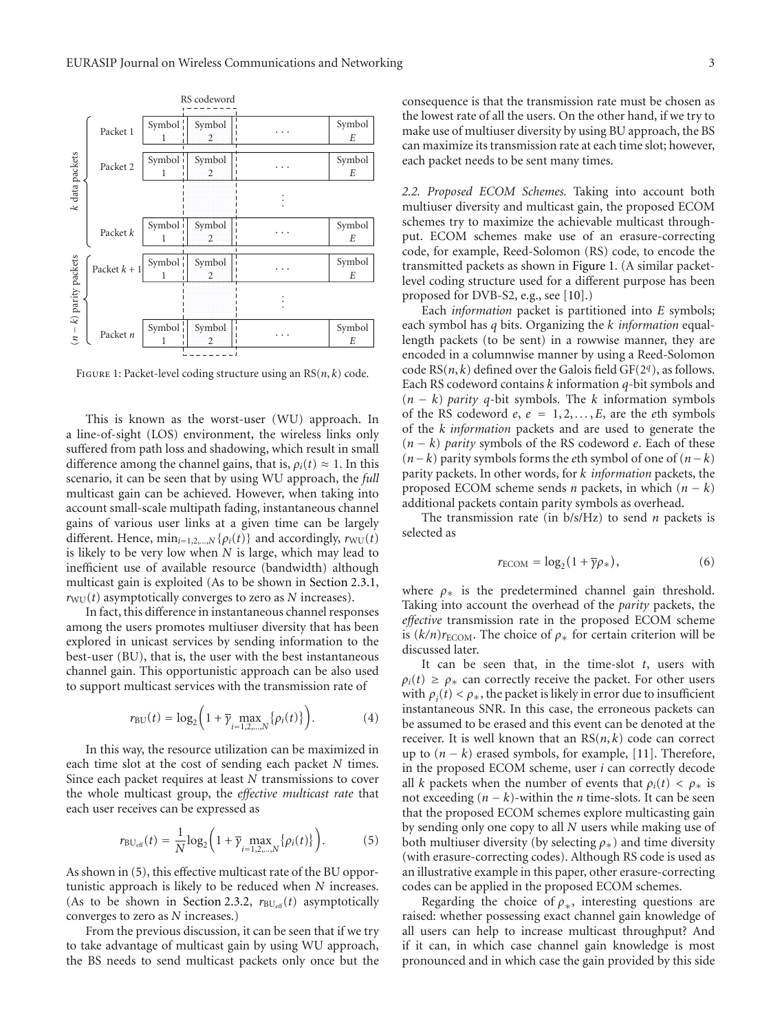FIGURE 1: Packet-level coding structure using an RS$(n, k)$ code.

This is known as the worst-user (WU) approach. In a line-of-sight (LOS) environment, the wireless links only suffered from path loss and shadowing, which result in small difference among the channel gains, that is, $\rho_i(t) \approx 1$. In this scenario, it can be seen that by using WU approach, the *full* multicast gain can be achieved. However, when taking into account small-scale multipath fading, instantaneous channel gains of various user links at a given time can be largely different. Hence, $\min_{i=1,2,\ldots,N}\{\rho_i(t)\}$ and accordingly, $r_{\mathrm{WU}}(t)$ is likely to be very low when $N$ is large, which may lead to inefficient use of available resource (bandwidth) although multicast gain is exploited (As to be shown in Section 2.3.1, $r_{\mathrm{WU}}(t)$ asymptotically converges to zero as $N$ increases).

In fact, this difference in instantaneous channel responses among the users promotes multiuser diversity that has been explored in unicast services by sending information to the best-user (BU), that is, the user with the best instantaneous channel gain. This opportunistic approach can be also used to support multicast services with the transmission rate of

$$r_{\mathrm{BU}}(t) = \log_2\left(1 + \overline{\gamma} \max_{i=1,2,\ldots,N}\{\rho_i(t)\}\right). \tag{4}$$

In this way, the resource utilization can be maximized in each time slot at the cost of sending each packet $N$ times. Since each packet requires at least $N$ transmissions to cover the whole multicast group, the *effective multicast rate* that each user receives can be expressed as

$$r_{\mathrm{BU_{eff}}}(t) = \frac{1}{N}\log_2\left(1 + \overline{\gamma} \max_{i=1,2,\ldots,N}\{\rho_i(t)\}\right). \tag{5}$$

As shown in (5), this effective multicast rate of the BU opportunistic approach is likely to be reduced when $N$ increases. (As to be shown in Section 2.3.2, $r_{\mathrm{BU_{eff}}}(t)$ asymptotically converges to zero as $N$ increases.)

From the previous discussion, it can be seen that if we try to take advantage of multicast gain by using WU approach, the BS needs to send multicast packets only once but the consequence is that the transmission rate must be chosen as the lowest rate of all the users. On the other hand, if we try to make use of multiuser diversity by using BU approach, the BS can maximize its transmission rate at each time slot; however, each packet needs to be sent many times.

*2.2. Proposed ECOM Schemes.* Taking into account both multiuser diversity and multicast gain, the proposed ECOM schemes try to maximize the achievable multicast throughput. ECOM schemes make use of an erasure-correcting code, for example, Reed-Solomon (RS) code, to encode the transmitted packets as shown in Figure 1. (A similar packet-level coding structure used for a different purpose has been proposed for DVB-S2, e.g., see [10].)

Each *information* packet is partitioned into $E$ symbols; each symbol has $q$ bits. Organizing the $k$ *information* equal-length packets (to be sent) in a rowwise manner, they are encoded in a columnwise manner by using a Reed-Solomon code RS$(n, k)$ defined over the Galois field GF$(2^q)$, as follows. Each RS codeword contains $k$ information $q$-bit symbols and $(n-k)$ *parity* $q$-bit symbols. The $k$ information symbols of the RS codeword $e$, $e = 1, 2, \ldots, E$, are the $e$th symbols of the $k$ *information* packets and are used to generate the $(n-k)$ *parity* symbols of the RS codeword $e$. Each of these $(n-k)$ parity symbols forms the $e$th symbol of one of $(n-k)$ parity packets. In other words, for $k$ *information* packets, the proposed ECOM scheme sends $n$ packets, in which $(n-k)$ additional packets contain parity symbols as overhead.

The transmission rate (in b/s/Hz) to send $n$ packets is selected as

$$r_{\mathrm{ECOM}} = \log_2(1 + \overline{\gamma}\rho_*), \tag{6}$$

where $\rho_*$ is the predetermined channel gain threshold. Taking into account the overhead of the *parity* packets, the *effective* transmission rate in the proposed ECOM scheme is $(k/n)r_{\mathrm{ECOM}}$. The choice of $\rho_*$ for certain criterion will be discussed later.

It can be seen that, in the time-slot $t$, users with $\rho_i(t) \geq \rho_*$ can correctly receive the packet. For other users with $\rho_i(t) < \rho_*$, the packet is likely in error due to insufficient instantaneous SNR. In this case, the erroneous packets can be assumed to be erased and this event can be denoted at the receiver. It is well known that an RS$(n, k)$ code can correct up to $(n-k)$ erased symbols, for example, [11]. Therefore, in the proposed ECOM scheme, user $i$ can correctly decode all $k$ packets when the number of events that $\rho_i(t) < \rho_*$ is not exceeding $(n-k)$-within the $n$ time-slots. It can be seen that the proposed ECOM schemes explore multicasting gain by sending only one copy to all $N$ users while making use of both multiuser diversity (by selecting $\rho_*$) and time diversity (with erasure-correcting codes). Although RS code is used as an illustrative example in this paper, other erasure-correcting codes can be applied in the proposed ECOM schemes.

Regarding the choice of $\rho_*$, interesting questions are raised: whether possessing exact channel gain knowledge of all users can help to increase multicast throughput? And if it can, in which case channel gain knowledge is most pronounced and in which case the gain provided by this side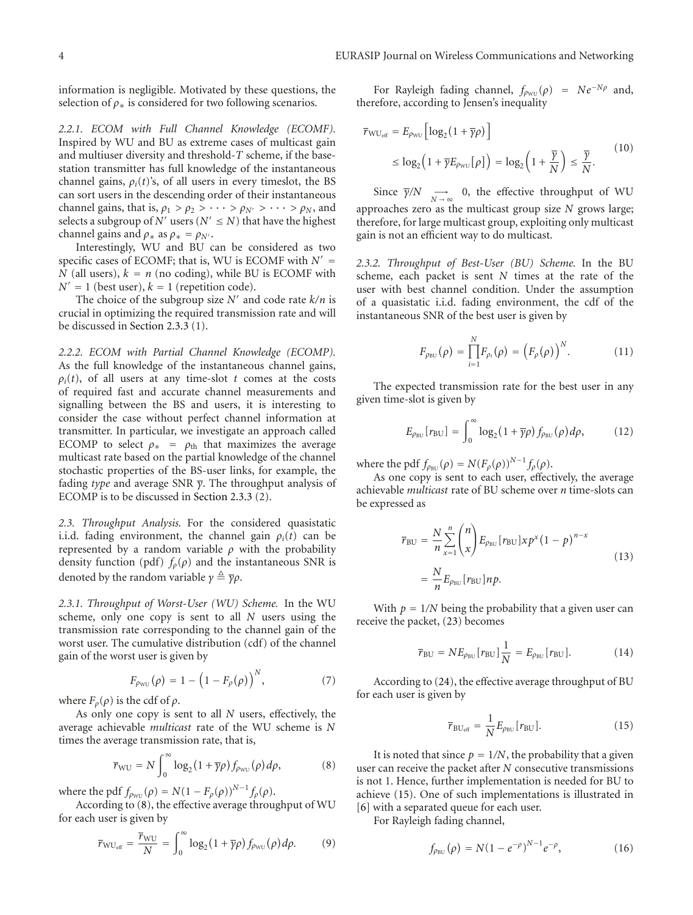information is negligible. Motivated by these questions, the selection of $\rho_*$ is considered for two following scenarios.

*2.2.1. ECOM with Full Channel Knowledge (ECOMF).* Inspired by WU and BU as extreme cases of multicast gain and multiuser diversity and threshold-$T$ scheme, if the base-station transmitter has full knowledge of the instantaneous channel gains, $\rho_i(t)$'s, of all users in every timeslot, the BS can sort users in the descending order of their instantaneous channel gains, that is, $\rho_1 > \rho_2 > \cdots > \rho_{N'} > \cdots > \rho_N$, and selects a subgroup of $N'$ users ($N' \leq N$) that have the highest channel gains and $\rho_*$ as $\rho_* = \rho_{N'}$.

Interestingly, WU and BU can be considered as two specific cases of ECOMF; that is, WU is ECOMF with $N' = N$ (all users), $k = n$ (no coding), while BU is ECOMF with $N' = 1$ (best user), $k = 1$ (repetition code).

The choice of the subgroup size $N'$ and code rate $k/n$ is crucial in optimizing the required transmission rate and will be discussed in Section 2.3.3 (1).

*2.2.2. ECOM with Partial Channel Knowledge (ECOMP).* As the full knowledge of the instantaneous channel gains, $\rho_i(t)$, of all users at any time-slot $t$ comes at the costs of required fast and accurate channel measurements and signalling between the BS and users, it is interesting to consider the case without perfect channel information at transmitter. In particular, we investigate an approach called ECOMP to select $\rho_* = \rho_{\text{th}}$ that maximizes the average multicast rate based on the partial knowledge of the channel stochastic properties of the BS-user links, for example, the fading *type* and average SNR $\overline{\gamma}$. The throughput analysis of ECOMP is to be discussed in Section 2.3.3 (2).

*2.3. Throughput Analysis.* For the considered quasistatic i.i.d. fading environment, the channel gain $\rho_i(t)$ can be represented by a random variable $\rho$ with the probability density function (pdf) $f_\rho(\rho)$ and the instantaneous SNR is denoted by the random variable $\gamma \triangleq \overline{\gamma}\rho$.

*2.3.1. Throughput of Worst-User (WU) Scheme.* In the WU scheme, only one copy is sent to all $N$ users using the transmission rate corresponding to the channel gain of the worst user. The cumulative distribution (cdf) of the channel gain of the worst user is given by

$$F_{\rho_{\text{WU}}}(\rho) = 1 - \left(1 - F_\rho(\rho)\right)^N, \tag{7}$$

where $F_\rho(\rho)$ is the cdf of $\rho$.

As only one copy is sent to all $N$ users, effectively, the average achievable *multicast* rate of the WU scheme is $N$ times the average transmission rate, that is,

$$\overline{r}_{\text{WU}} = N \int_0^\infty \log_2(1 + \overline{\gamma}\rho) f_{\rho_{\text{WU}}}(\rho)\, d\rho, \tag{8}$$

where the pdf $f_{\rho_{\text{WU}}}(\rho) = N(1 - F_\rho(\rho))^{N-1} f_\rho(\rho)$.

According to (8), the effective average throughput of WU for each user is given by

$$\overline{r}_{\text{WU}_{\text{eff}}} = \frac{\overline{r}_{\text{WU}}}{N} = \int_0^\infty \log_2(1 + \overline{\gamma}\rho) f_{\rho_{\text{WU}}}(\rho)\, d\rho. \tag{9}$$

For Rayleigh fading channel, $f_{\rho_{\text{WU}}}(\rho) = Ne^{-N\rho}$ and, therefore, according to Jensen's inequality

$$\begin{aligned} \overline{r}_{\text{WU}_{\text{eff}}} &= E_{\rho_{\text{WU}}}\left[\log_2(1 + \overline{\gamma}\rho)\right] \\ &\leq \log_2\left(1 + \overline{\gamma} E_{\rho_{\text{WU}}}[\rho]\right) = \log_2\left(1 + \frac{\overline{\gamma}}{N}\right) \leq \frac{\overline{\gamma}}{N}. \end{aligned} \tag{10}$$

Since $\overline{\gamma}/N \underset{N \to \infty}{\longrightarrow} 0$, the effective throughput of WU approaches zero as the multicast group size $N$ grows large; therefore, for large multicast group, exploiting only multicast gain is not an efficient way to do multicast.

*2.3.2. Throughput of Best-User (BU) Scheme.* In the BU scheme, each packet is sent $N$ times at the rate of the user with best channel condition. Under the assumption of a quasistatic i.i.d. fading environment, the cdf of the instantaneous SNR of the best user is given by

$$F_{\rho_{\text{BU}}}(\rho) = \prod_{i=1}^{N} F_{\rho_i}(\rho) = \left(F_\rho(\rho)\right)^N. \tag{11}$$

The expected transmission rate for the best user in any given time-slot is given by

$$E_{\rho_{\text{BU}}}[r_{\text{BU}}] = \int_0^\infty \log_2(1 + \overline{\gamma}\rho) f_{\rho_{\text{BU}}}(\rho)\, d\rho, \tag{12}$$

where the pdf $f_{\rho_{\text{BU}}}(\rho) = N(F_\rho(\rho))^{N-1} f_\rho(\rho)$.

As one copy is sent to each user, effectively, the average achievable *multicast* rate of BU scheme over $n$ time-slots can be expressed as

$$\begin{aligned} \overline{r}_{\text{BU}} &= \frac{N}{n} \sum_{x=1}^{n} \binom{n}{x} E_{\rho_{\text{BU}}}[r_{\text{BU}}] x p^x (1-p)^{n-x} \\ &= \frac{N}{n} E_{\rho_{\text{BU}}}[r_{\text{BU}}] np. \end{aligned} \tag{13}$$

With $p = 1/N$ being the probability that a given user can receive the packet, (23) becomes

$$\overline{r}_{\text{BU}} = N E_{\rho_{\text{BU}}}[r_{\text{BU}}] \frac{1}{N} = E_{\rho_{\text{BU}}}[r_{\text{BU}}]. \tag{14}$$

According to (24), the effective average throughput of BU for each user is given by

$$\overline{r}_{\text{BU}_{\text{eff}}} = \frac{1}{N} E_{\rho_{\text{BU}}}[r_{\text{BU}}]. \tag{15}$$

It is noted that since $p = 1/N$, the probability that a given user can receive the packet after $N$ consecutive transmissions is not 1. Hence, further implementation is needed for BU to achieve (15). One of such implementations is illustrated in [6] with a separated queue for each user.

For Rayleigh fading channel,

$$f_{\rho_{\text{BU}}}(\rho) = N(1 - e^{-\rho})^{N-1} e^{-\rho}, \tag{16}$$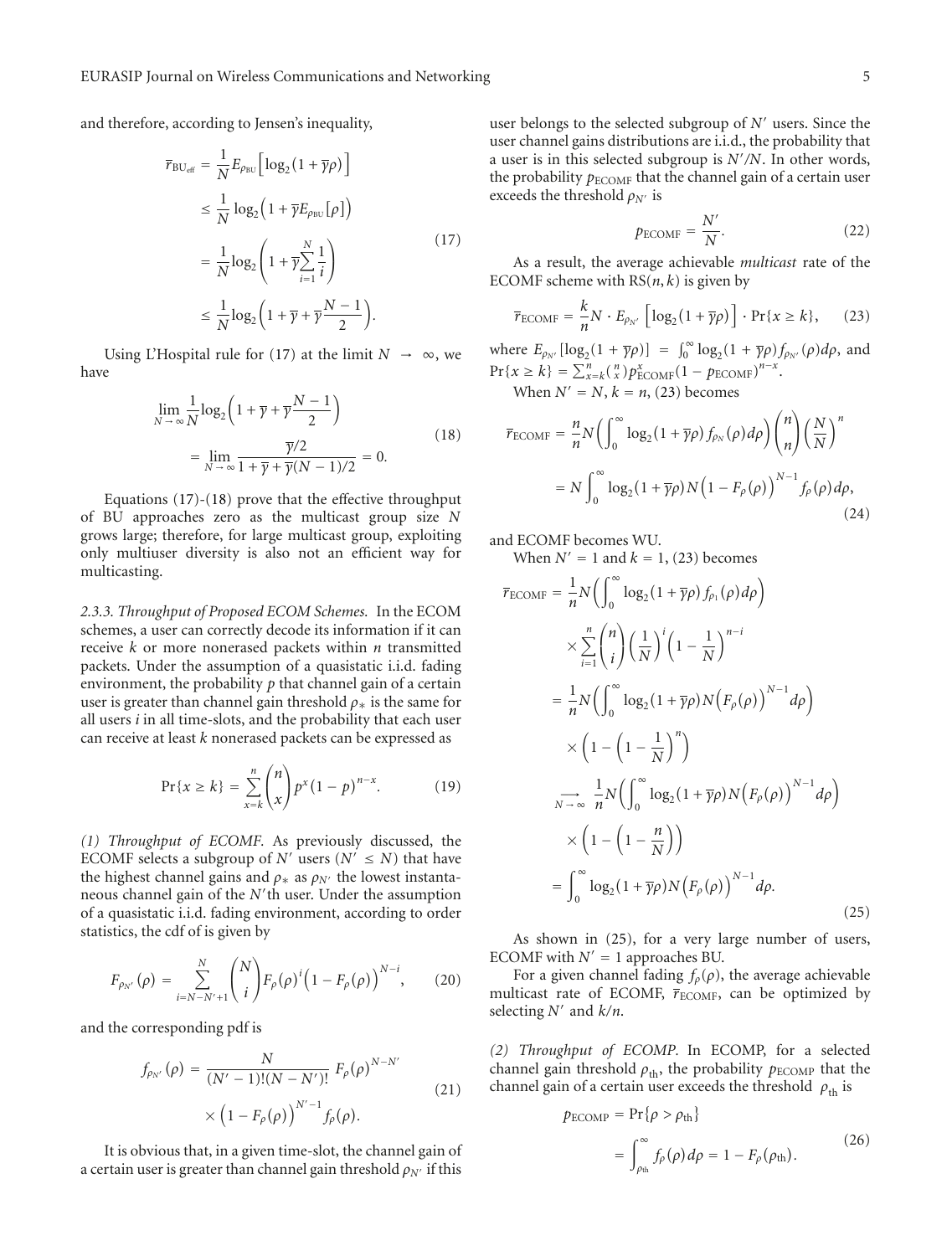and therefore, according to Jensen's inequality,

$$\begin{aligned}
\bar{r}_{\mathrm{BU}_{\mathrm{eff}}} &= \frac{1}{N} E_{\rho_{\mathrm{BU}}}\left[\log_2\left(1+\bar{\gamma}\rho\right)\right] \\
&\le \frac{1}{N}\log_2\left(1+\bar{\gamma}E_{\rho_{\mathrm{BU}}}[\rho]\right) \\
&= \frac{1}{N}\log_2\left(1+\bar{\gamma}\sum_{i=1}^{N}\frac{1}{i}\right) \\
&\le \frac{1}{N}\log_2\left(1+\bar{\gamma}+\bar{\gamma}\frac{N-1}{2}\right).
\end{aligned} \tag{17}$$

Using L'Hospital rule for (17) at the limit $N \to \infty$, we have

$$\begin{aligned}
&\lim_{N\to\infty}\frac{1}{N}\log_2\left(1+\bar{\gamma}+\bar{\gamma}\frac{N-1}{2}\right) \\
&\quad = \lim_{N\to\infty}\frac{\bar{\gamma}/2}{1+\bar{\gamma}+\bar{\gamma}(N-1)/2} = 0.
\end{aligned} \tag{18}$$

Equations (17)-(18) prove that the effective throughput of BU approaches zero as the multicast group size $N$ grows large; therefore, for large multicast group, exploiting only multiuser diversity is also not an efficient way for multicasting.

*2.3.3. Throughput of Proposed ECOM Schemes.* In the ECOM schemes, a user can correctly decode its information if it can receive $k$ or more nonerased packets within $n$ transmitted packets. Under the assumption of a quasistatic i.i.d. fading environment, the probability $p$ that channel gain of a certain user is greater than channel gain threshold $\rho_*$ is the same for all users $i$ in all time-slots, and the probability that each user can receive at least $k$ nonerased packets can be expressed as

$$\Pr\{x \ge k\} = \sum_{x=k}^{n}\binom{n}{x}p^x(1-p)^{n-x}. \tag{19}$$

*(1) Throughput of ECOMF.* As previously discussed, the ECOMF selects a subgroup of $N'$ users ($N' \le N$) that have the highest channel gains and $\rho_*$ as $\rho_{N'}$ the lowest instantaneous channel gain of the $N'$th user. Under the assumption of a quasistatic i.i.d. fading environment, according to order statistics, the cdf of is given by

$$F_{\rho_{N'}}(\rho) = \sum_{i=N-N'+1}^{N}\binom{N}{i}F_\rho(\rho)^i\left(1-F_\rho(\rho)\right)^{N-i}, \tag{20}$$

and the corresponding pdf is

$$\begin{aligned}
f_{\rho_{N'}}(\rho) &= \frac{N}{(N'-1)!(N-N')!}\,F_\rho(\rho)^{N-N'} \\
&\quad \times \left(1-F_\rho(\rho)\right)^{N'-1}f_\rho(\rho).
\end{aligned} \tag{21}$$

It is obvious that, in a given time-slot, the channel gain of a certain user is greater than channel gain threshold $\rho_{N'}$ if this user belongs to the selected subgroup of $N'$ users. Since the user channel gains distributions are i.i.d., the probability that a user is in this selected subgroup is $N'/N$. In other words, the probability $p_{\mathrm{ECOMF}}$ that the channel gain of a certain user exceeds the threshold $\rho_{N'}$ is

$$p_{\mathrm{ECOMF}} = \frac{N'}{N}. \tag{22}$$

As a result, the average achievable *multicast* rate of the ECOMF scheme with $\mathrm{RS}(n,k)$ is given by

$$\bar{r}_{\mathrm{ECOMF}} = \frac{k}{n}N\cdot E_{\rho_{N'}}\left[\log_2\left(1+\bar{\gamma}\rho\right)\right]\cdot\Pr\{x\ge k\}, \tag{23}$$

where $E_{\rho_{N'}}[\log_2(1+\bar{\gamma}\rho)] = \int_0^\infty \log_2(1+\bar{\gamma}\rho)f_{\rho_{N'}}(\rho)d\rho$, and $\Pr\{x\ge k\} = \sum_{x=k}^{n}\binom{n}{x}p_{\mathrm{ECOMF}}^x(1-p_{\mathrm{ECOMF}})^{n-x}$.

When $N' = N$, $k = n$, (23) becomes

$$\begin{aligned}
\bar{r}_{\mathrm{ECOMF}} &= \frac{n}{n}N\left(\int_0^\infty \log_2\left(1+\bar{\gamma}\rho\right)f_{\rho_N}(\rho)d\rho\right)\binom{n}{n}\left(\frac{N}{N}\right)^n \\
&= N\int_0^\infty \log_2\left(1+\bar{\gamma}\rho\right)N\left(1-F_\rho(\rho)\right)^{N-1}f_\rho(\rho)d\rho,
\end{aligned} \tag{24}$$

and ECOMF becomes WU.

When $N' = 1$ and $k = 1$, (23) becomes

$$\begin{aligned}
\bar{r}_{\mathrm{ECOMF}} &= \frac{1}{n}N\left(\int_0^\infty \log_2\left(1+\bar{\gamma}\rho\right)f_{\rho_1}(\rho)d\rho\right) \\
&\quad \times \sum_{i=1}^{n}\binom{n}{i}\left(\frac{1}{N}\right)^i\left(1-\frac{1}{N}\right)^{n-i} \\
&= \frac{1}{n}N\left(\int_0^\infty \log_2\left(1+\bar{\gamma}\rho\right)N\left(F_\rho(\rho)\right)^{N-1}d\rho\right) \\
&\quad \times \left(1-\left(1-\frac{1}{N}\right)^n\right) \\
&\underset{N\to\infty}{\longrightarrow} \frac{1}{n}N\left(\int_0^\infty \log_2\left(1+\bar{\gamma}\rho\right)N\left(F_\rho(\rho)\right)^{N-1}d\rho\right) \\
&\quad \times \left(1-\left(1-\frac{n}{N}\right)\right) \\
&= \int_0^\infty \log_2\left(1+\bar{\gamma}\rho\right)N\left(F_\rho(\rho)\right)^{N-1}d\rho.
\end{aligned} \tag{25}$$

As shown in (25), for a very large number of users, ECOMF with $N' = 1$ approaches BU.

For a given channel fading $f_\rho(\rho)$, the average achievable multicast rate of ECOMF, $\bar{r}_{\mathrm{ECOMF}}$, can be optimized by selecting $N'$ and $k/n$.

*(2) Throughput of ECOMP.* In ECOMP, for a selected channel gain threshold $\rho_{\mathrm{th}}$, the probability $p_{\mathrm{ECOMP}}$ that the channel gain of a certain user exceeds the threshold $\rho_{\mathrm{th}}$ is

$$\begin{aligned}
p_{\mathrm{ECOMP}} &= \Pr\{\rho > \rho_{\mathrm{th}}\} \\
&= \int_{\rho_{\mathrm{th}}}^\infty f_\rho(\rho)d\rho = 1 - F_\rho(\rho_{\mathrm{th}}).
\end{aligned} \tag{26}$$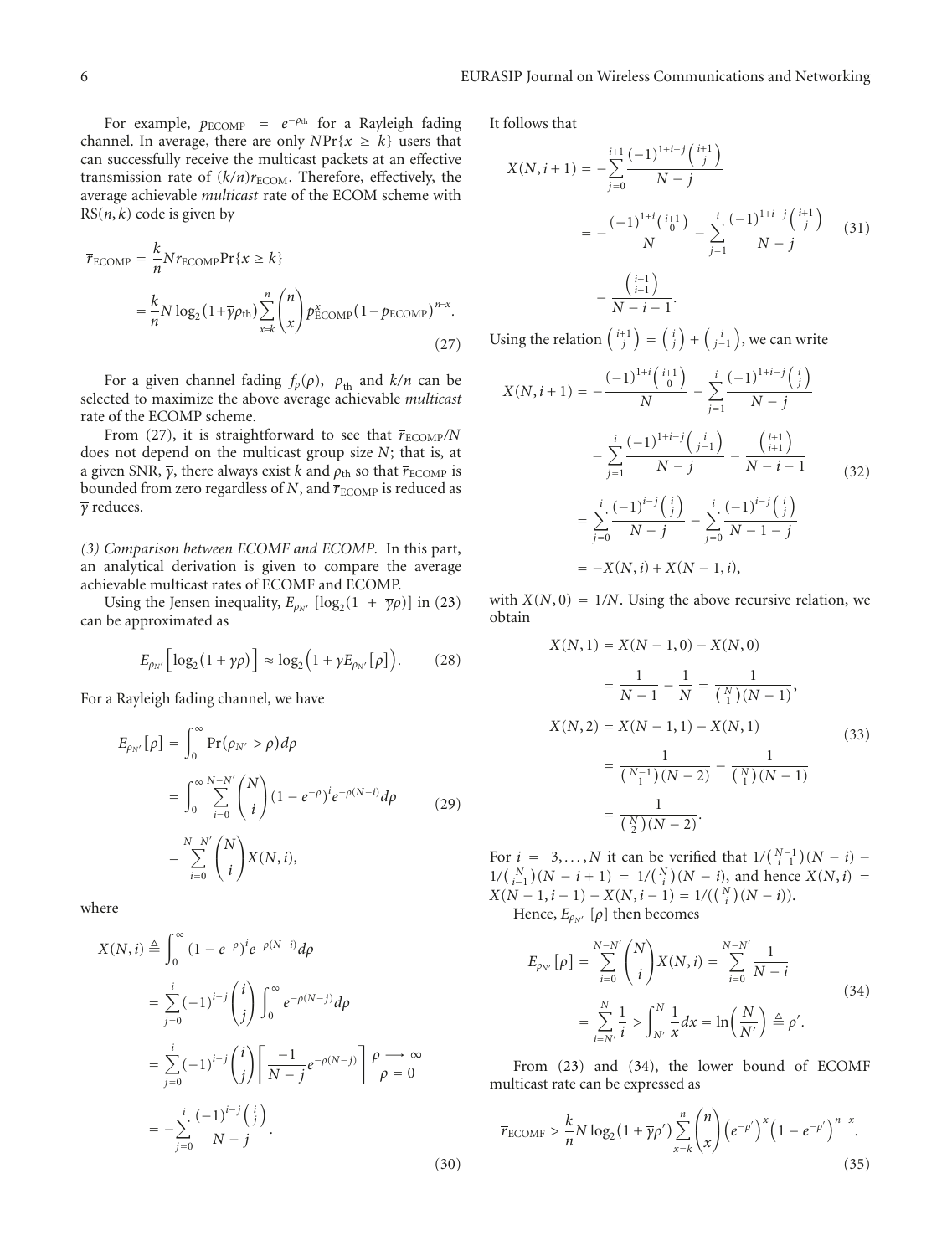For example, $p_{\text{ECOMP}} = e^{-\rho_{\text{th}}}$ for a Rayleigh fading channel. In average, there are only $N\Pr\{x \geq k\}$ users that can successfully receive the multicast packets at an effective transmission rate of $(k/n)r_{\text{ECOM}}$. Therefore, effectively, the average achievable *multicast* rate of the ECOM scheme with RS$(n, k)$ code is given by

$$
\begin{aligned}
\overline{r}_{\text{ECOMP}} &= \frac{k}{n} N r_{\text{ECOMP}} \Pr\{x \geq k\} \\
&= \frac{k}{n} N \log_2(1+\overline{\gamma}\rho_{\text{th}}) \sum_{x=k}^{n} \binom{n}{x} p_{\text{ECOMP}}^{x} (1-p_{\text{ECOMP}})^{n-x}.
\end{aligned}
\tag{27}
$$

For a given channel fading $f_\rho(\rho)$, $\rho_{\text{th}}$ and $k/n$ can be selected to maximize the above average achievable *multicast* rate of the ECOMP scheme.

From (27), it is straightforward to see that $\overline{r}_{\text{ECOMP}}/N$ does not depend on the multicast group size $N$; that is, at a given SNR, $\overline{\gamma}$, there always exist $k$ and $\rho_{\text{th}}$ so that $\overline{r}_{\text{ECOMP}}$ is bounded from zero regardless of $N$, and $\overline{r}_{\text{ECOMP}}$ is reduced as $\overline{\gamma}$ reduces.

*(3) Comparison between ECOMF and ECOMP.* In this part, an analytical derivation is given to compare the average achievable multicast rates of ECOMF and ECOMP.

Using the Jensen inequality, $E_{\rho_{N'}}[\log_2(1+\overline{\gamma}\rho)]$ in (23) can be approximated as

$$
E_{\rho_{N'}}\left[\log_2(1+\overline{\gamma}\rho)\right] \approx \log_2\left(1+\overline{\gamma}E_{\rho_{N'}}[\rho]\right). \tag{28}
$$

For a Rayleigh fading channel, we have

$$
\begin{aligned}
E_{\rho_{N'}}[\rho] &= \int_0^\infty \Pr(\rho_{N'} > \rho)\,d\rho \\
&= \int_0^\infty \sum_{i=0}^{N-N'} \binom{N}{i} (1-e^{-\rho})^i e^{-\rho(N-i)}\,d\rho \\
&= \sum_{i=0}^{N-N'} \binom{N}{i} X(N,i),
\end{aligned}
\tag{29}
$$

where

$$
\begin{aligned}
X(N,i) &\triangleq \int_0^\infty (1-e^{-\rho})^i e^{-\rho(N-i)}\,d\rho \\
&= \sum_{j=0}^{i} (-1)^{i-j} \binom{i}{j} \int_0^\infty e^{-\rho(N-j)}\,d\rho \\
&= \sum_{j=0}^{i} (-1)^{i-j} \binom{i}{j} \left[\frac{-1}{N-j} e^{-\rho(N-j)}\right]_{\rho=0}^{\rho \to \infty} \\
&= -\sum_{j=0}^{i} \frac{(-1)^{i-j}\binom{i}{j}}{N-j}.
\end{aligned}
\tag{30}
$$

It follows that

$$
\begin{aligned}
X(N,i+1) &= -\sum_{j=0}^{i+1} \frac{(-1)^{1+i-j}\binom{i+1}{j}}{N-j} \\
&= -\frac{(-1)^{1+i}\binom{i+1}{0}}{N} - \sum_{j=1}^{i} \frac{(-1)^{1+i-j}\binom{i+1}{j}}{N-j} \\
&\quad - \frac{\binom{i+1}{i+1}}{N-i-1}.
\end{aligned}
\tag{31}
$$

Using the relation $\binom{i+1}{j} = \binom{i}{j} + \binom{i}{j-1}$, we can write

$$
\begin{aligned}
X(N,i+1) &= -\frac{(-1)^{1+i}\binom{i+1}{0}}{N} - \sum_{j=1}^{i} \frac{(-1)^{1+i-j}\binom{i}{j}}{N-j} \\
&\quad - \sum_{j=1}^{i} \frac{(-1)^{1+i-j}\binom{i}{j-1}}{N-j} - \frac{\binom{i+1}{i+1}}{N-i-1} \\
&= \sum_{j=0}^{i} \frac{(-1)^{i-j}\binom{i}{j}}{N-j} - \sum_{j=0}^{i} \frac{(-1)^{i-j}\binom{i}{j}}{N-1-j} \\
&= -X(N,i) + X(N-1,i),
\end{aligned}
\tag{32}
$$

with $X(N,0) = 1/N$. Using the above recursive relation, we obtain

$$
\begin{aligned}
X(N,1) &= X(N-1,0) - X(N,0) \\
&= \frac{1}{N-1} - \frac{1}{N} = \frac{1}{\binom{N}{1}(N-1)}, \\
X(N,2) &= X(N-1,1) - X(N,1) \\
&= \frac{1}{\binom{N-1}{1}(N-2)} - \frac{1}{\binom{N}{1}(N-1)} \\
&= \frac{1}{\binom{N}{2}(N-2)}.
\end{aligned}
\tag{33}
$$

For $i = 3, \ldots, N$ it can be verified that $1/\binom{N-1}{i-1}(N-i) - 1/\binom{N}{i-1}(N-i+1) = 1/\binom{N}{i}(N-i)$, and hence $X(N,i) = X(N-1,i-1) - X(N,i-1) = 1/(\binom{N}{i}(N-i))$.

Hence, $E_{\rho_{N'}}[\rho]$ then becomes

$$
\begin{aligned}
E_{\rho_{N'}}[\rho] &= \sum_{i=0}^{N-N'} \binom{N}{i} X(N,i) = \sum_{i=0}^{N-N'} \frac{1}{N-i} \\
&= \sum_{i=N'}^{N} \frac{1}{i} > \int_{N'}^{N} \frac{1}{x}\,dx = \ln\left(\frac{N}{N'}\right) \triangleq \rho'.
\end{aligned}
\tag{34}
$$

From (23) and (34), the lower bound of ECOMF multicast rate can be expressed as

$$
\overline{r}_{\text{ECOMF}} > \frac{k}{n} N \log_2(1+\overline{\gamma}\rho') \sum_{x=k}^{n} \binom{n}{x} \left(e^{-\rho'}\right)^x \left(1-e^{-\rho'}\right)^{n-x}.
\tag{35}
$$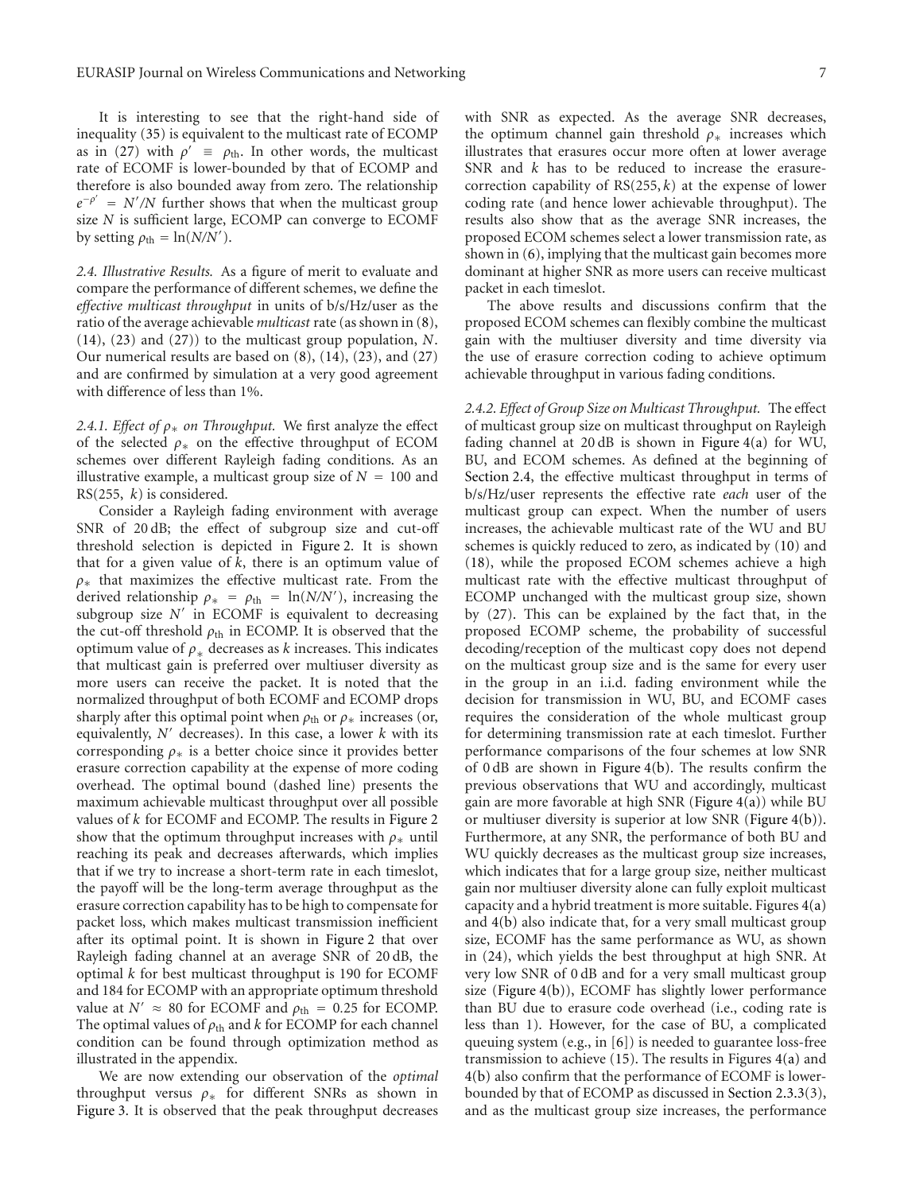It is interesting to see that the right-hand side of inequality (35) is equivalent to the multicast rate of ECOMP as in (27) with $\rho' \equiv \rho_{\text{th}}$. In other words, the multicast rate of ECOMF is lower-bounded by that of ECOMP and therefore is also bounded away from zero. The relationship $e^{-\rho'} = N'/N$ further shows that when the multicast group size $N$ is sufficient large, ECOMP can converge to ECOMF by setting $\rho_{\text{th}} = \ln(N/N')$.

*2.4. Illustrative Results.* As a figure of merit to evaluate and compare the performance of different schemes, we define the *effective multicast throughput* in units of b/s/Hz/user as the ratio of the average achievable *multicast* rate (as shown in (8), (14), (23) and (27)) to the multicast group population, $N$. Our numerical results are based on (8), (14), (23), and (27) and are confirmed by simulation at a very good agreement with difference of less than 1%.

*2.4.1. Effect of $\rho_*$ on Throughput.* We first analyze the effect of the selected $\rho_*$ on the effective throughput of ECOM schemes over different Rayleigh fading conditions. As an illustrative example, a multicast group size of $N = 100$ and RS(255, $k$) is considered.

Consider a Rayleigh fading environment with average SNR of 20 dB; the effect of subgroup size and cut-off threshold selection is depicted in Figure 2. It is shown that for a given value of $k$, there is an optimum value of $\rho_*$ that maximizes the effective multicast rate. From the derived relationship $\rho_* = \rho_{\text{th}} = \ln(N/N')$, increasing the subgroup size $N'$ in ECOMF is equivalent to decreasing the cut-off threshold $\rho_{\text{th}}$ in ECOMP. It is observed that the optimum value of $\rho_*$ decreases as $k$ increases. This indicates that multicast gain is preferred over multiuser diversity as more users can receive the packet. It is noted that the normalized throughput of both ECOMF and ECOMP drops sharply after this optimal point when $\rho_{\text{th}}$ or $\rho_*$ increases (or, equivalently, $N'$ decreases). In this case, a lower $k$ with its corresponding $\rho_*$ is a better choice since it provides better erasure correction capability at the expense of more coding overhead. The optimal bound (dashed line) presents the maximum achievable multicast throughput over all possible values of $k$ for ECOMF and ECOMP. The results in Figure 2 show that the optimum throughput increases with $\rho_*$ until reaching its peak and decreases afterwards, which implies that if we try to increase a short-term rate in each timeslot, the payoff will be the long-term average throughput as the erasure correction capability has to be high to compensate for packet loss, which makes multicast transmission inefficient after its optimal point. It is shown in Figure 2 that over Rayleigh fading channel at an average SNR of 20 dB, the optimal $k$ for best multicast throughput is 190 for ECOMF and 184 for ECOMP with an appropriate optimum threshold value at $N' \approx 80$ for ECOMF and $\rho_{\text{th}} = 0.25$ for ECOMP. The optimal values of $\rho_{\text{th}}$ and $k$ for ECOMP for each channel condition can be found through optimization method as illustrated in the appendix.

We are now extending our observation of the *optimal* throughput versus $\rho_*$ for different SNRs as shown in Figure 3. It is observed that the peak throughput decreases with SNR as expected. As the average SNR decreases, the optimum channel gain threshold $\rho_*$ increases which illustrates that erasures occur more often at lower average SNR and $k$ has to be reduced to increase the erasure-correction capability of RS(255, $k$) at the expense of lower coding rate (and hence lower achievable throughput). The results also show that as the average SNR increases, the proposed ECOM schemes select a lower transmission rate, as shown in (6), implying that the multicast gain becomes more dominant at higher SNR as more users can receive multicast packet in each timeslot.

The above results and discussions confirm that the proposed ECOM schemes can flexibly combine the multicast gain with the multiuser diversity and time diversity via the use of erasure correction coding to achieve optimum achievable throughput in various fading conditions.

*2.4.2. Effect of Group Size on Multicast Throughput.* The effect of multicast group size on multicast throughput on Rayleigh fading channel at 20 dB is shown in Figure 4(a) for WU, BU, and ECOM schemes. As defined at the beginning of Section 2.4, the effective multicast throughput in terms of b/s/Hz/user represents the effective rate *each* user of the multicast group can expect. When the number of users increases, the achievable multicast rate of the WU and BU schemes is quickly reduced to zero, as indicated by (10) and (18), while the proposed ECOM schemes achieve a high multicast rate with the effective multicast throughput of ECOMP unchanged with the multicast group size, shown by (27). This can be explained by the fact that, in the proposed ECOMP scheme, the probability of successful decoding/reception of the multicast copy does not depend on the multicast group size and is the same for every user in the group in an i.i.d. fading environment while the decision for transmission in WU, BU, and ECOMF cases requires the consideration of the whole multicast group for determining transmission rate at each timeslot. Further performance comparisons of the four schemes at low SNR of 0 dB are shown in Figure 4(b). The results confirm the previous observations that WU and accordingly, multicast gain are more favorable at high SNR (Figure 4(a)) while BU or multiuser diversity is superior at low SNR (Figure 4(b)). Furthermore, at any SNR, the performance of both BU and WU quickly decreases as the multicast group size increases, which indicates that for a large group size, neither multicast gain nor multiuser diversity alone can fully exploit multicast capacity and a hybrid treatment is more suitable. Figures 4(a) and 4(b) also indicate that, for a very small multicast group size, ECOMF has the same performance as WU, as shown in (24), which yields the best throughput at high SNR. At very low SNR of 0 dB and for a very small multicast group size (Figure 4(b)), ECOMF has slightly lower performance than BU due to erasure code overhead (i.e., coding rate is less than 1). However, for the case of BU, a complicated queuing system (e.g., in [6]) is needed to guarantee loss-free transmission to achieve (15). The results in Figures 4(a) and 4(b) also confirm that the performance of ECOMF is lower-bounded by that of ECOMP as discussed in Section 2.3.3(3), and as the multicast group size increases, the performance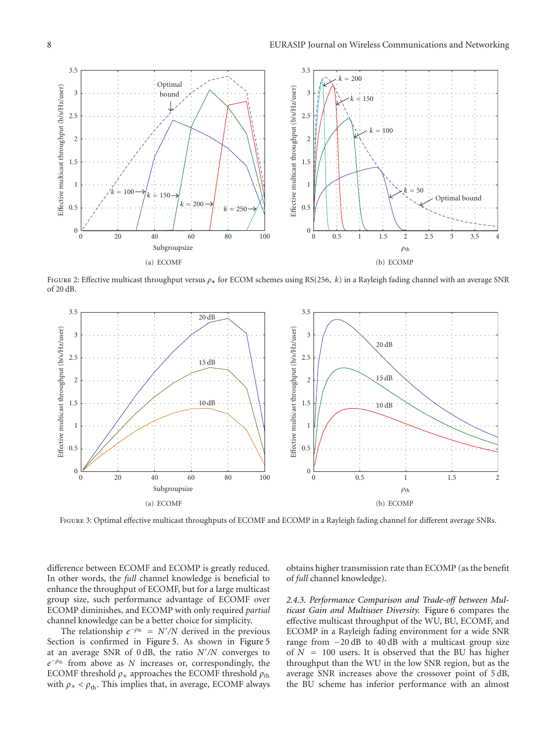Figure 2: Effective multicast throughput versus $\rho_*$ for ECOM schemes using RS(256, $k$) in a Rayleigh fading channel with an average SNR of 20 dB.

Figure 3: Optimal effective multicast throughputs of ECOMF and ECOMP in a Rayleigh fading channel for different average SNRs.

difference between ECOMF and ECOMP is greatly reduced. In other words, the *full* channel knowledge is beneficial to enhance the throughput of ECOMF, but for a large multicast group size, such performance advantage of ECOMF over ECOMP diminishes, and ECOMP with only required *partial* channel knowledge can be a better choice for simplicity.

The relationship $e^{-\rho_{\text{th}}} = N'/N$ derived in the previous Section is confirmed in Figure 5. As shown in Figure 5 at an average SNR of 0 dB, the ratio $N'/N$ converges to $e^{-\rho_{\text{th}}}$ from above as $N$ increases or, correspondingly, the ECOMF threshold $\rho_*$ approaches the ECOMF threshold $\rho_{\text{th}}$ with $\rho_* < \rho_{\text{th}}$. This implies that, in average, ECOMF always obtains higher transmission rate than ECOMP (as the benefit of *full* channel knowledge).

*2.4.3. Performance Comparison and Trade-off between Multicast Gain and Multiuser Diversity.* Figure 6 compares the effective multicast throughput of the WU, BU, ECOMF, and ECOMP in a Rayleigh fading environment for a wide SNR range from −20 dB to 40 dB with a multicast group size of $N = 100$ users. It is observed that the BU has higher throughput than the WU in the low SNR region, but as the average SNR increases above the crossover point of 5 dB, the BU scheme has inferior performance with an almost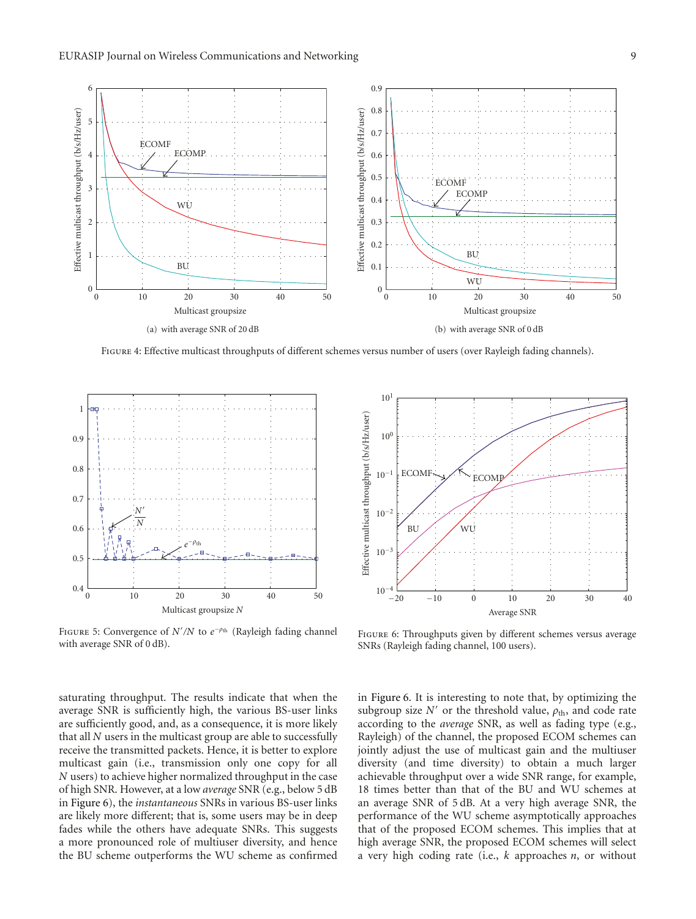(a) with average SNR of 20 dB

(b) with average SNR of 0 dB

Figure 4: Effective multicast throughputs of different schemes versus number of users (over Rayleigh fading channels).

Figure 5: Convergence of $N'/N$ to $e^{-\rho_{\text{th}}}$ (Rayleigh fading channel with average SNR of 0 dB).

Figure 6: Throughputs given by different schemes versus average SNRs (Rayleigh fading channel, 100 users).

saturating throughput. The results indicate that when the average SNR is sufficiently high, the various BS-user links are sufficiently good, and, as a consequence, it is more likely that all $N$ users in the multicast group are able to successfully receive the transmitted packets. Hence, it is better to explore multicast gain (i.e., transmission only one copy for all $N$ users) to achieve higher normalized throughput in the case of high SNR. However, at a low *average* SNR (e.g., below 5 dB in Figure 6), the *instantaneous* SNRs in various BS-user links are likely more different; that is, some users may be in deep fades while the others have adequate SNRs. This suggests a more pronounced role of multiuser diversity, and hence the BU scheme outperforms the WU scheme as confirmed in Figure 6. It is interesting to note that, by optimizing the subgroup size $N'$ or the threshold value, $\rho_{\text{th}}$, and code rate according to the *average* SNR, as well as fading type (e.g., Rayleigh) of the channel, the proposed ECOM schemes can jointly adjust the use of multicast gain and the multiuser diversity (and time diversity) to obtain a much larger achievable throughput over a wide SNR range, for example, 18 times better than that of the BU and WU schemes at an average SNR of 5 dB. At a very high average SNR, the performance of the WU scheme asymptotically approaches that of the proposed ECOM schemes. This implies that at high average SNR, the proposed ECOM schemes will select a very high coding rate (i.e., $k$ approaches $n$, or without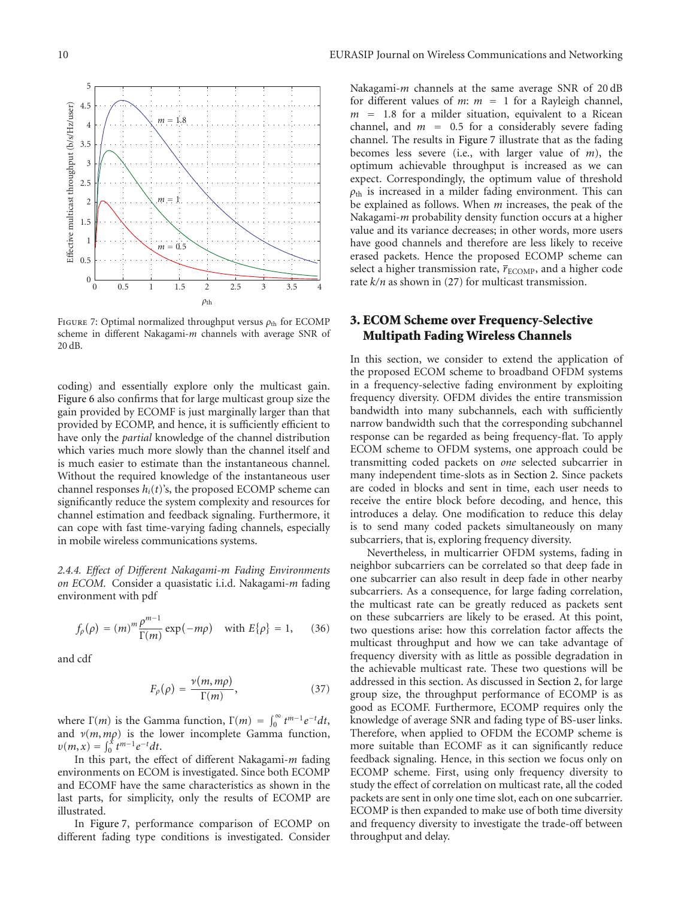Figure 7: Optimal normalized throughput versus $\rho_{\text{th}}$ for ECOMP scheme in different Nakagami-$m$ channels with average SNR of 20 dB.

coding) and essentially explore only the multicast gain. Figure 6 also confirms that for large multicast group size the gain provided by ECOMF is just marginally larger than that provided by ECOMP, and hence, it is sufficiently efficient to have only the *partial* knowledge of the channel distribution which varies much more slowly than the channel itself and is much easier to estimate than the instantaneous channel. Without the required knowledge of the instantaneous user channel responses $h_i(t)$'s, the proposed ECOMP scheme can significantly reduce the system complexity and resources for channel estimation and feedback signaling. Furthermore, it can cope with fast time-varying fading channels, especially in mobile wireless communications systems.

*2.4.4. Effect of Different Nakagami-m Fading Environments on ECOM.* Consider a quasistatic i.i.d. Nakagami-$m$ fading environment with pdf

$$f_\rho(\rho) = (m)^m \frac{\rho^{m-1}}{\Gamma(m)} \exp(-m\rho) \quad \text{with } E\{\rho\} = 1, \tag{36}$$

and cdf

$$F_\rho(\rho) = \frac{\nu(m, m\rho)}{\Gamma(m)}, \tag{37}$$

where $\Gamma(m)$ is the Gamma function, $\Gamma(m) = \int_0^\infty t^{m-1}e^{-t}dt$, and $\nu(m, m\rho)$ is the lower incomplete Gamma function, $\upsilon(m, x) = \int_0^x t^{m-1}e^{-t}dt$.

In this part, the effect of different Nakagami-$m$ fading environments on ECOM is investigated. Since both ECOMP and ECOMF have the same characteristics as shown in the last parts, for simplicity, only the results of ECOMP are illustrated.

In Figure 7, performance comparison of ECOMP on different fading type conditions is investigated. Consider Nakagami-$m$ channels at the same average SNR of 20 dB for different values of $m$: $m = 1$ for a Rayleigh channel, $m = 1.8$ for a milder situation, equivalent to a Ricean channel, and $m = 0.5$ for a considerably severe fading channel. The results in Figure 7 illustrate that as the fading becomes less severe (i.e., with larger value of $m$), the optimum achievable throughput is increased as we can expect. Correspondingly, the optimum value of threshold $\rho_{\text{th}}$ is increased in a milder fading environment. This can be explained as follows. When $m$ increases, the peak of the Nakagami-$m$ probability density function occurs at a higher value and its variance decreases; in other words, more users have good channels and therefore are less likely to receive erased packets. Hence the proposed ECOMP scheme can select a higher transmission rate, $\bar{r}_{\text{ECOMP}}$, and a higher code rate $k/n$ as shown in (27) for multicast transmission.

## 3. ECOM Scheme over Frequency-Selective Multipath Fading Wireless Channels

In this section, we consider to extend the application of the proposed ECOM scheme to broadband OFDM systems in a frequency-selective fading environment by exploiting frequency diversity. OFDM divides the entire transmission bandwidth into many subchannels, each with sufficiently narrow bandwidth such that the corresponding subchannel response can be regarded as being frequency-flat. To apply ECOM scheme to OFDM systems, one approach could be transmitting coded packets on *one* selected subcarrier in many independent time-slots as in Section 2. Since packets are coded in blocks and sent in time, each user needs to receive the entire block before decoding, and hence, this introduces a delay. One modification to reduce this delay is to send many coded packets simultaneously on many subcarriers, that is, exploring frequency diversity.

Nevertheless, in multicarrier OFDM systems, fading in neighbor subcarriers can be correlated so that deep fade in one subcarrier can also result in deep fade in other nearby subcarriers. As a consequence, for large fading correlation, the multicast rate can be greatly reduced as packets sent on these subcarriers are likely to be erased. At this point, two questions arise: how this correlation factor affects the multicast throughput and how we can take advantage of frequency diversity with as little as possible degradation in the achievable multicast rate. These two questions will be addressed in this section. As discussed in Section 2, for large group size, the throughput performance of ECOMP is as good as ECOMF. Furthermore, ECOMP requires only the knowledge of average SNR and fading type of BS-user links. Therefore, when applied to OFDM the ECOMP scheme is more suitable than ECOMF as it can significantly reduce feedback signaling. Hence, in this section we focus only on ECOMP scheme. First, using only frequency diversity to study the effect of correlation on multicast rate, all the coded packets are sent in only one time slot, each on one subcarrier. ECOMP is then expanded to make use of both time diversity and frequency diversity to investigate the trade-off between throughput and delay.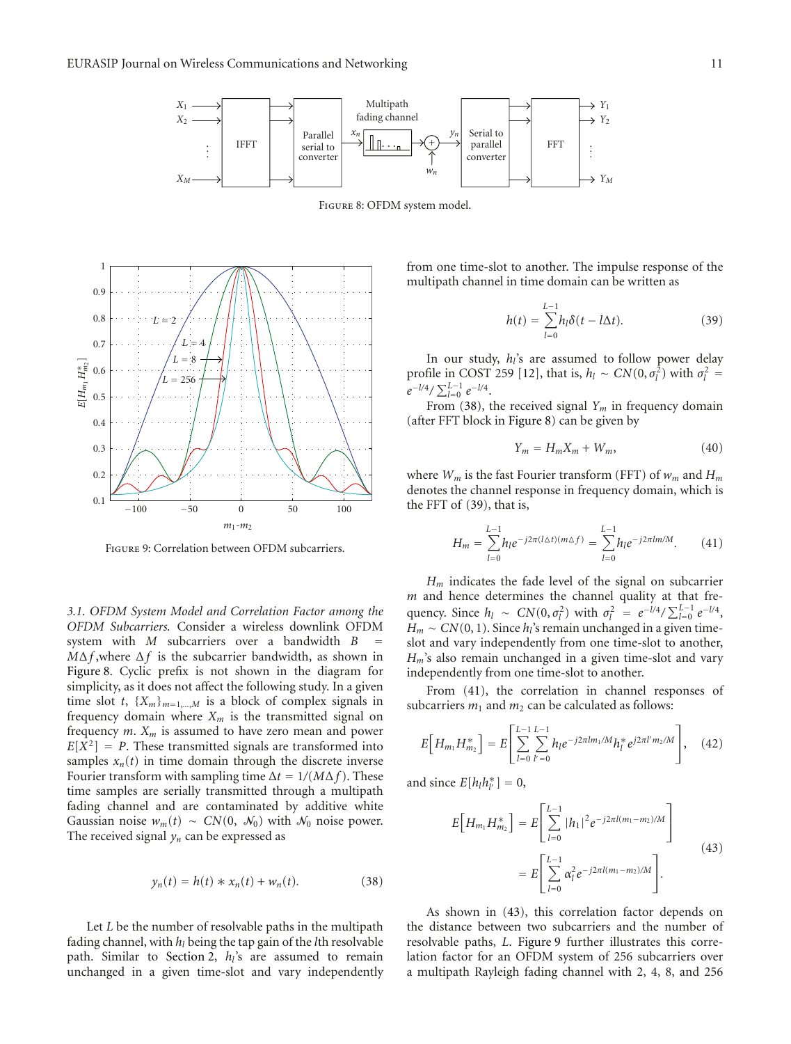Figure 8: OFDM system model.

Figure 9: Correlation between OFDM subcarriers.

*3.1. OFDM System Model and Correlation Factor among the OFDM Subcarriers.* Consider a wireless downlink OFDM system with $M$ subcarriers over a bandwidth $B = M\Delta f$, where $\Delta f$ is the subcarrier bandwidth, as shown in Figure 8. Cyclic prefix is not shown in the diagram for simplicity, as it does not affect the following study. In a given time slot $t$, $\{X_m\}_{m=1,\ldots,M}$ is a block of complex signals in frequency domain where $X_m$ is the transmitted signal on frequency $m$. $X_m$ is assumed to have zero mean and power $E[X^2] = P$. These transmitted signals are transformed into time samples $x_n(t)$ in time domain through the discrete inverse Fourier transform with sampling time $\Delta t = 1/(M\Delta f)$. These time samples are serially transmitted through a multipath fading channel and are contaminated by additive white Gaussian noise $w_m(t) \sim CN(0, \mathcal{N}_0)$ with $\mathcal{N}_0$ noise power. The received signal $y_n$ can be expressed as

$$y_n(t) = h(t) * x_n(t) + w_n(t). \tag{38}$$

Let $L$ be the number of resolvable paths in the multipath fading channel, with $h_l$ being the tap gain of the $l$th resolvable path. Similar to Section 2, $h_l$'s are assumed to remain unchanged in a given time-slot and vary independently from one time-slot to another. The impulse response of the multipath channel in time domain can be written as

$$h(t) = \sum_{l=0}^{L-1} h_l \delta(t - l\Delta t). \tag{39}$$

In our study, $h_l$'s are assumed to follow power delay profile in COST 259 [12], that is, $h_l \sim CN(0, \sigma_l^2)$ with $\sigma_l^2 = e^{-l/4}/\sum_{l=0}^{L-1} e^{-l/4}$.

From (38), the received signal $Y_m$ in frequency domain (after FFT block in Figure 8) can be given by

$$Y_m = H_m X_m + W_m, \tag{40}$$

where $W_m$ is the fast Fourier transform (FFT) of $w_m$ and $H_m$ denotes the channel response in frequency domain, which is the FFT of (39), that is,

$$H_m = \sum_{l=0}^{L-1} h_l e^{-j2\pi(l\Delta t)(m\Delta f)} = \sum_{l=0}^{L-1} h_l e^{-j2\pi lm/M}. \tag{41}$$

$H_m$ indicates the fade level of the signal on subcarrier $m$ and hence determines the channel quality at that frequency. Since $h_l \sim CN(0, \sigma_l^2)$ with $\sigma_l^2 = e^{-l/4}/\sum_{l=0}^{L-1} e^{-l/4}$, $H_m \sim CN(0, 1)$. Since $h_l$'s remain unchanged in a given time-slot and vary independently from one time-slot to another, $H_m$'s also remain unchanged in a given time-slot and vary independently from one time-slot to another.

From (41), the correlation in channel responses of subcarriers $m_1$ and $m_2$ can be calculated as follows:

$$E\left[H_{m_1} H_{m_2}^*\right] = E\left[\sum_{l=0}^{L-1}\sum_{l'=0}^{L-1} h_l e^{-j2\pi l m_1/M} h_{l'}^* e^{j2\pi l' m_2/M}\right], \tag{42}$$

and since $E[h_l h_{l'}^*] = 0$,

$$\begin{aligned} E\left[H_{m_1} H_{m_2}^*\right] &= E\left[\sum_{l=0}^{L-1} |h_1|^2 e^{-j2\pi l(m_1 - m_2)/M}\right] \\ &= E\left[\sum_{l=0}^{L-1} \alpha_l^2 e^{-j2\pi l(m_1 - m_2)/M}\right]. \end{aligned} \tag{43}$$

As shown in (43), this correlation factor depends on the distance between two subcarriers and the number of resolvable paths, $L$. Figure 9 further illustrates this correlation factor for an OFDM system of 256 subcarriers over a multipath Rayleigh fading channel with 2, 4, 8, and 256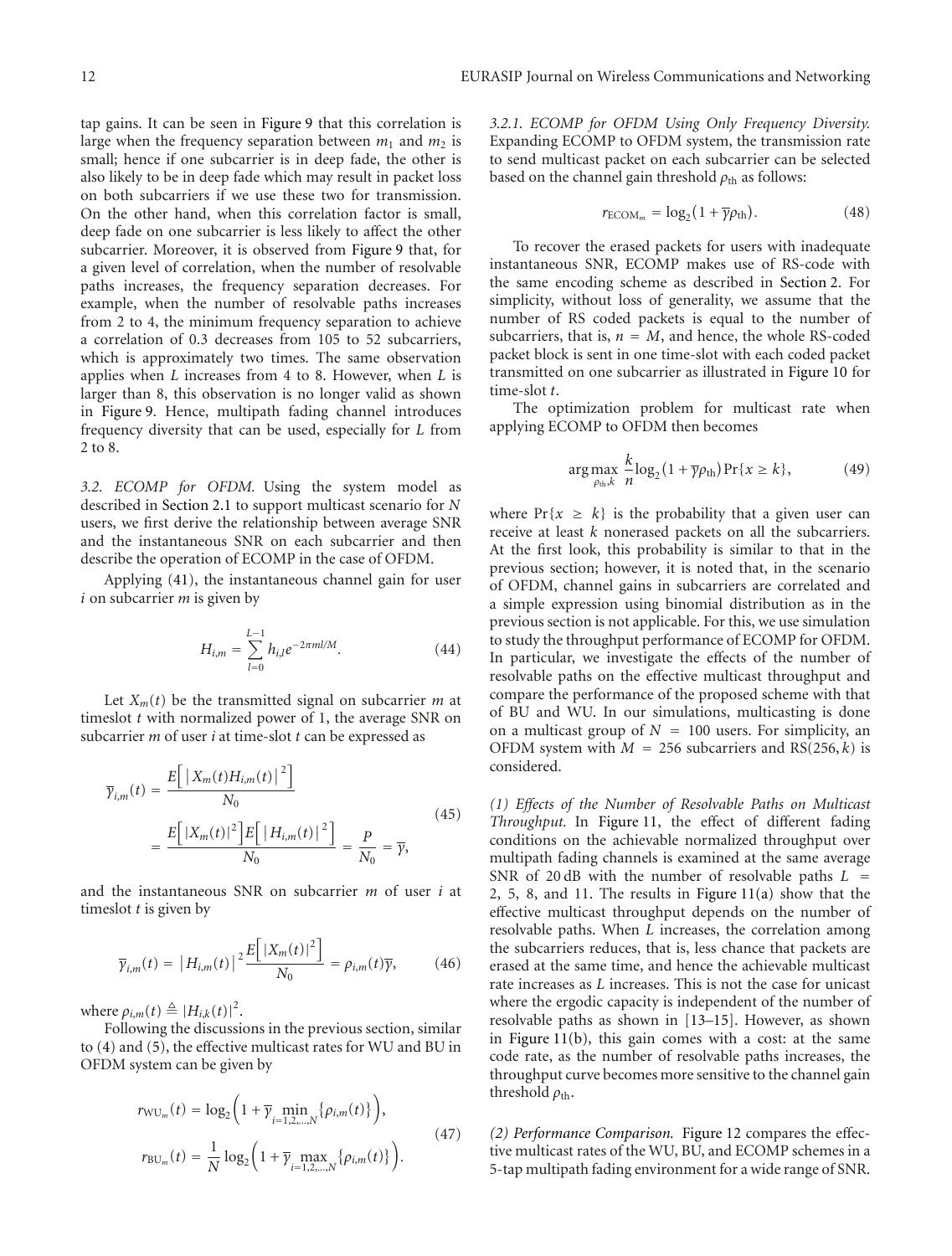tap gains. It can be seen in Figure 9 that this correlation is large when the frequency separation between $m_1$ and $m_2$ is small; hence if one subcarrier is in deep fade, the other is also likely to be in deep fade which may result in packet loss on both subcarriers if we use these two for transmission. On the other hand, when this correlation factor is small, deep fade on one subcarrier is less likely to affect the other subcarrier. Moreover, it is observed from Figure 9 that, for a given level of correlation, when the number of resolvable paths increases, the frequency separation decreases. For example, when the number of resolvable paths increases from 2 to 4, the minimum frequency separation to achieve a correlation of 0.3 decreases from 105 to 52 subcarriers, which is approximately two times. The same observation applies when $L$ increases from 4 to 8. However, when $L$ is larger than 8, this observation is no longer valid as shown in Figure 9. Hence, multipath fading channel introduces frequency diversity that can be used, especially for $L$ from 2 to 8.

*3.2. ECOMP for OFDM.* Using the system model as described in Section 2.1 to support multicast scenario for $N$ users, we first derive the relationship between average SNR and the instantaneous SNR on each subcarrier and then describe the operation of ECOMP in the case of OFDM.

Applying (41), the instantaneous channel gain for user $i$ on subcarrier $m$ is given by

$$H_{i,m} = \sum_{l=0}^{L-1} h_{i,l} e^{-2\pi ml/M}. \tag{44}$$

Let $X_m(t)$ be the transmitted signal on subcarrier $m$ at timeslot $t$ with normalized power of 1, the average SNR on subcarrier $m$ of user $i$ at time-slot $t$ can be expressed as

$$\begin{aligned}\overline{\gamma}_{i,m}(t) &= \frac{E\left[\left|X_m(t)H_{i,m}(t)\right|^2\right]}{N_0} \\ &= \frac{E\left[|X_m(t)|^2\right]E\left[\left|H_{i,m}(t)\right|^2\right]}{N_0} = \frac{P}{N_0} = \overline{\gamma},\end{aligned} \tag{45}$$

and the instantaneous SNR on subcarrier $m$ of user $i$ at timeslot $t$ is given by

$$\overline{\gamma}_{i,m}(t) = \left|H_{i,m}(t)\right|^2 \frac{E\left[|X_m(t)|^2\right]}{N_0} = \rho_{i,m}(t)\overline{\gamma}, \tag{46}$$

where $\rho_{i,m}(t) \triangleq |H_{i,k}(t)|^2$.

Following the discussions in the previous section, similar to (4) and (5), the effective multicast rates for WU and BU in OFDM system can be given by

$$\begin{aligned}r_{\mathrm{WU}_m}(t) &= \log_2\left(1 + \overline{\gamma} \min_{i=1,2,\ldots,N}\{\rho_{i,m}(t)\}\right), \\ r_{\mathrm{BU}_m}(t) &= \frac{1}{N}\log_2\left(1 + \overline{\gamma} \max_{i=1,2,\ldots,N}\{\rho_{i,m}(t)\}\right).\end{aligned} \tag{47}$$

*3.2.1. ECOMP for OFDM Using Only Frequency Diversity.* Expanding ECOMP to OFDM system, the transmission rate to send multicast packet on each subcarrier can be selected based on the channel gain threshold $\rho_{\mathrm{th}}$ as follows:

$$r_{\mathrm{ECOM}_m} = \log_2(1 + \overline{\gamma}\rho_{\mathrm{th}}). \tag{48}$$

To recover the erased packets for users with inadequate instantaneous SNR, ECOMP makes use of RS-code with the same encoding scheme as described in Section 2. For simplicity, without loss of generality, we assume that the number of RS coded packets is equal to the number of subcarriers, that is, $n = M$, and hence, the whole RS-coded packet block is sent in one time-slot with each coded packet transmitted on one subcarrier as illustrated in Figure 10 for time-slot $t$.

The optimization problem for multicast rate when applying ECOMP to OFDM then becomes

$$\arg\max_{\rho_{\mathrm{th}},k} \frac{k}{n}\log_2(1 + \overline{\gamma}\rho_{\mathrm{th}})\Pr\{x \geq k\}, \tag{49}$$

where $\Pr\{x \geq k\}$ is the probability that a given user can receive at least $k$ nonerased packets on all the subcarriers. At the first look, this probability is similar to that in the previous section; however, it is noted that, in the scenario of OFDM, channel gains in subcarriers are correlated and a simple expression using binomial distribution as in the previous section is not applicable. For this, we use simulation to study the throughput performance of ECOMP for OFDM. In particular, we investigate the effects of the number of resolvable paths on the effective multicast throughput and compare the performance of the proposed scheme with that of BU and WU. In our simulations, multicasting is done on a multicast group of $N = 100$ users. For simplicity, an OFDM system with $M = 256$ subcarriers and RS$(256, k)$ is considered.

*(1) Effects of the Number of Resolvable Paths on Multicast Throughput.* In Figure 11, the effect of different fading conditions on the achievable normalized throughput over multipath fading channels is examined at the same average SNR of 20 dB with the number of resolvable paths $L$ = 2, 5, 8, and 11. The results in Figure 11(a) show that the effective multicast throughput depends on the number of resolvable paths. When $L$ increases, the correlation among the subcarriers reduces, that is, less chance that packets are erased at the same time, and hence the achievable multicast rate increases as $L$ increases. This is not the case for unicast where the ergodic capacity is independent of the number of resolvable paths as shown in [13–15]. However, as shown in Figure 11(b), this gain comes with a cost: at the same code rate, as the number of resolvable paths increases, the throughput curve becomes more sensitive to the channel gain threshold $\rho_{\mathrm{th}}$.

*(2) Performance Comparison.* Figure 12 compares the effective multicast rates of the WU, BU, and ECOMP schemes in a 5-tap multipath fading environment for a wide range of SNR.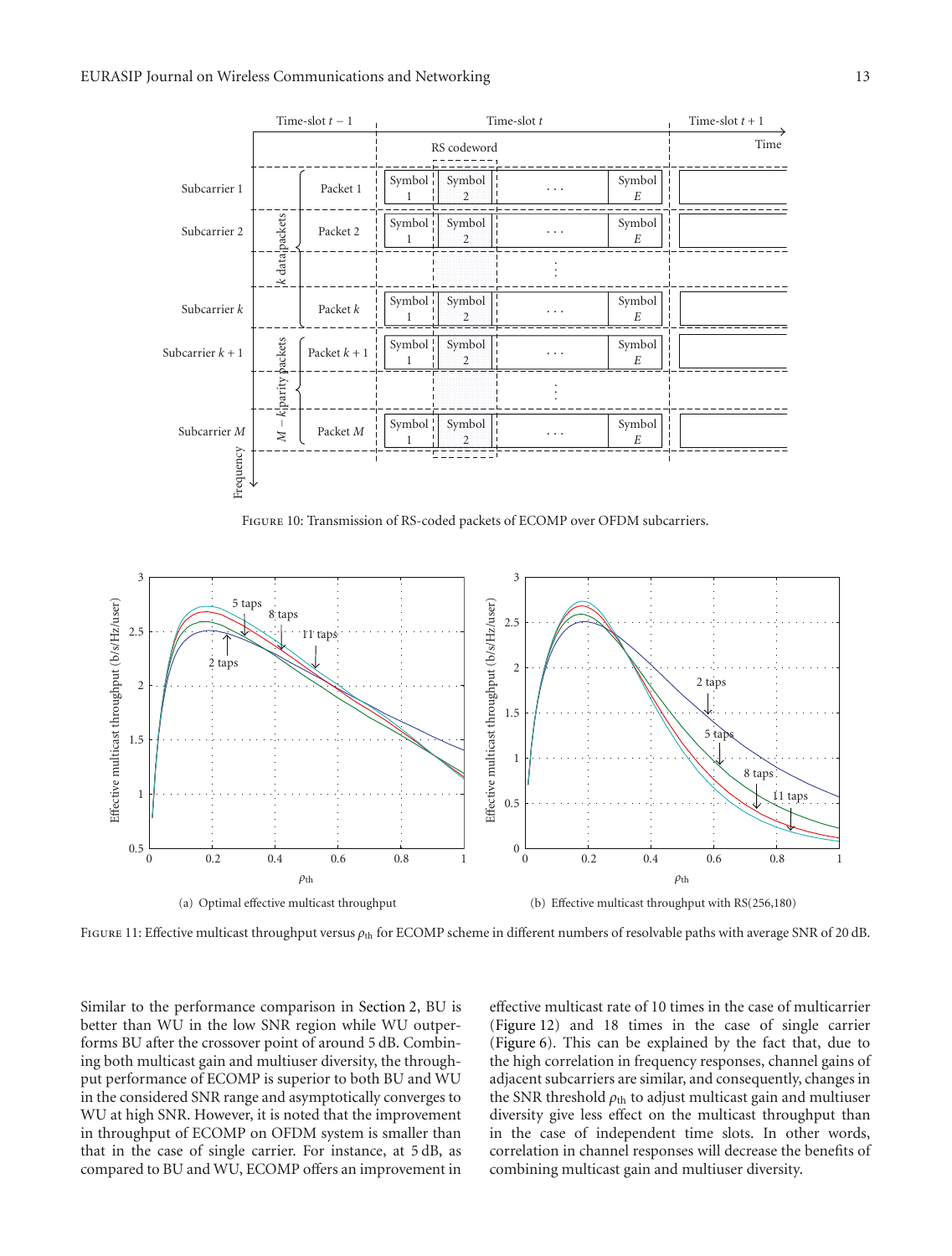Figure 10: Transmission of RS-coded packets of ECOMP over OFDM subcarriers.

(a) Optimal effective multicast throughput

(b) Effective multicast throughput with RS(256,180)

Figure 11: Effective multicast throughput versus $\rho_{\text{th}}$ for ECOMP scheme in different numbers of resolvable paths with average SNR of 20 dB.

Similar to the performance comparison in Section 2, BU is better than WU in the low SNR region while WU outperforms BU after the crossover point of around 5 dB. Combining both multicast gain and multiuser diversity, the throughput performance of ECOMP is superior to both BU and WU in the considered SNR range and asymptotically converges to WU at high SNR. However, it is noted that the improvement in throughput of ECOMP on OFDM system is smaller than that in the case of single carrier. For instance, at 5 dB, as compared to BU and WU, ECOMP offers an improvement in effective multicast rate of 10 times in the case of multicarrier (Figure 12) and 18 times in the case of single carrier (Figure 6). This can be explained by the fact that, due to the high correlation in frequency responses, channel gains of adjacent subcarriers are similar, and consequently, changes in the SNR threshold $\rho_{\text{th}}$ to adjust multicast gain and multiuser diversity give less effect on the multicast throughput than in the case of independent time slots. In other words, correlation in channel responses will decrease the benefits of combining multicast gain and multiuser diversity.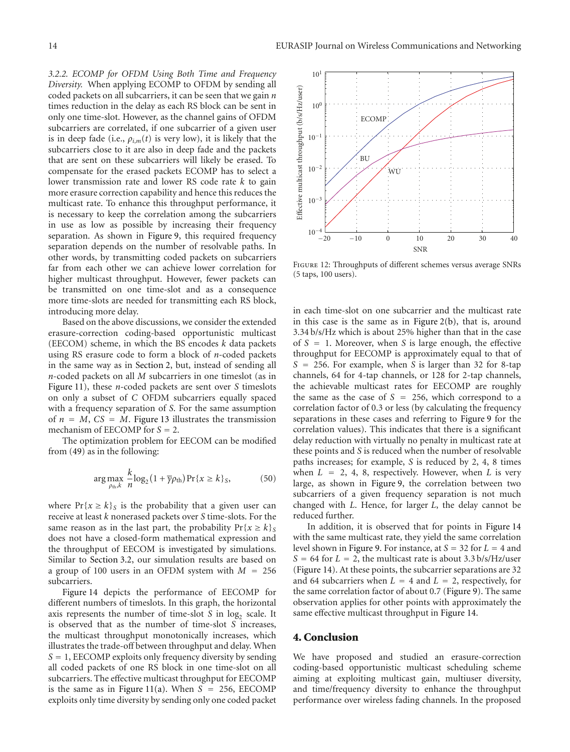*3.2.2. ECOMP for OFDM Using Both Time and Frequency Diversity.* When applying ECOMP to OFDM by sending all coded packets on all subcarriers, it can be seen that we gain $n$ times reduction in the delay as each RS block can be sent in only one time-slot. However, as the channel gains of OFDM subcarriers are correlated, if one subcarrier of a given user is in deep fade (i.e., $\rho_{i,m}(t)$ is very low), it is likely that the subcarriers close to it are also in deep fade and the packets that are sent on these subcarriers will likely be erased. To compensate for the erased packets ECOMP has to select a lower transmission rate and lower RS code rate $k$ to gain more erasure correction capability and hence this reduces the multicast rate. To enhance this throughput performance, it is necessary to keep the correlation among the subcarriers in use as low as possible by increasing their frequency separation. As shown in Figure 9, this required frequency separation depends on the number of resolvable paths. In other words, by transmitting coded packets on subcarriers far from each other we can achieve lower correlation for higher multicast throughput. However, fewer packets can be transmitted on one time-slot and as a consequence more time-slots are needed for transmitting each RS block, introducing more delay.

Based on the above discussions, we consider the extended erasure-correction coding-based opportunistic multicast (EECOM) scheme, in which the BS encodes $k$ data packets using RS erasure code to form a block of $n$-coded packets in the same way as in Section 2, but, instead of sending all $n$-coded packets on all $M$ subcarriers in one timeslot (as in Figure 11), these $n$-coded packets are sent over $S$ timeslots on only a subset of $C$ OFDM subcarriers equally spaced with a frequency separation of $S$. For the same assumption of $n = M$, $CS = M$. Figure 13 illustrates the transmission mechanism of EECOMP for $S = 2$.

The optimization problem for EECOM can be modified from (49) as in the following:

$$\arg\max_{\rho_{\text{th}},k} \frac{k}{n}\log_2\left(1+\overline{\gamma}\rho_{\text{th}}\right)\Pr\{x \geq k\}_S, \tag{50}$$

where $\Pr\{x \geq k\}_S$ is the probability that a given user can receive at least $k$ nonerased packets over $S$ time-slots. For the same reason as in the last part, the probability $\Pr\{x \geq k\}_S$ does not have a closed-form mathematical expression and the throughput of EECOM is investigated by simulations. Similar to Section 3.2, our simulation results are based on a group of 100 users in an OFDM system with $M = 256$ subcarriers.

Figure 14 depicts the performance of EECOMP for different numbers of timeslots. In this graph, the horizontal axis represents the number of time-slot $S$ in $\log_2$ scale. It is observed that as the number of time-slot $S$ increases, the multicast throughput monotonically increases, which illustrates the trade-off between throughput and delay. When $S = 1$, EECOMP exploits only frequency diversity by sending all coded packets of one RS block in one time-slot on all subcarriers. The effective multicast throughput for EECOMP is the same as in Figure 11(a). When $S = 256$, EECOMP exploits only time diversity by sending only one coded packet in each time-slot on one subcarrier and the multicast rate in this case is the same as in Figure 2(b), that is, around 3.34 b/s/Hz which is about 25% higher than that in the case of $S = 1$. Moreover, when $S$ is large enough, the effective throughput for EECOMP is approximately equal to that of $S = 256$. For example, when $S$ is larger than 32 for 8-tap channels, 64 for 4-tap channels, or 128 for 2-tap channels, the achievable multicast rates for EECOMP are roughly the same as the case of $S = 256$, which correspond to a correlation factor of 0.3 or less (by calculating the frequency separations in these cases and referring to Figure 9 for the correlation values). This indicates that there is a significant delay reduction with virtually no penalty in multicast rate at these points and $S$ is reduced when the number of resolvable paths increases; for example, $S$ is reduced by 2, 4, 8 times when $L = 2, 4, 8$, respectively. However, when $L$ is very large, as shown in Figure 9, the correlation between two subcarriers of a given frequency separation is not much changed with $L$. Hence, for larger $L$, the delay cannot be reduced further.

In addition, it is observed that for points in Figure 14 with the same multicast rate, they yield the same correlation level shown in Figure 9. For instance, at $S = 32$ for $L = 4$ and $S = 64$ for $L = 2$, the multicast rate is about 3.3 b/s/Hz/user (Figure 14). At these points, the subcarrier separations are 32 and 64 subcarriers when $L = 4$ and $L = 2$, respectively, for the same correlation factor of about 0.7 (Figure 9). The same observation applies for other points with approximately the same effective multicast throughput in Figure 14.

Figure 12: Throughputs of different schemes versus average SNRs (5 taps, 100 users).

## 4. Conclusion

We have proposed and studied an erasure-correction coding-based opportunistic multicast scheduling scheme aiming at exploiting multicast gain, multiuser diversity, and time/frequency diversity to enhance the throughput performance over wireless fading channels. In the proposed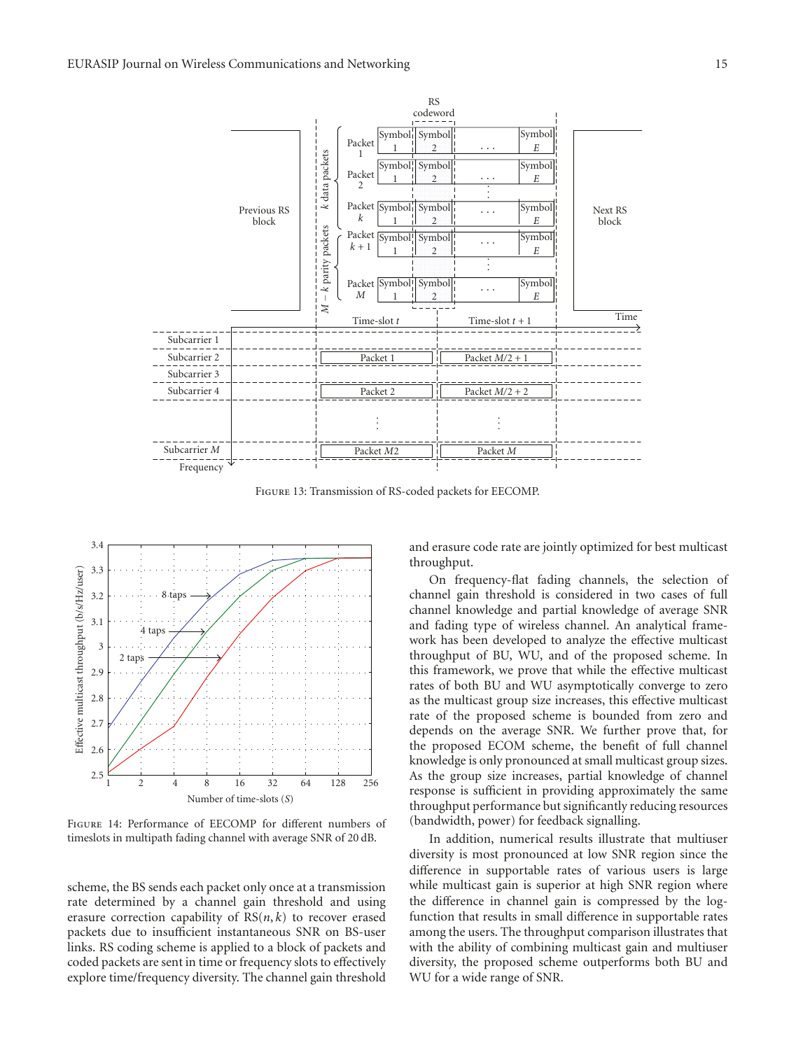Figure 13: Transmission of RS-coded packets for EECOMP.

Figure 14: Performance of EECOMP for different numbers of timeslots in multipath fading channel with average SNR of 20 dB.

scheme, the BS sends each packet only once at a transmission rate determined by a channel gain threshold and using erasure correction capability of RS$(n, k)$ to recover erased packets due to insufficient instantaneous SNR on BS-user links. RS coding scheme is applied to a block of packets and coded packets are sent in time or frequency slots to effectively explore time/frequency diversity. The channel gain threshold and erasure code rate are jointly optimized for best multicast throughput.

On frequency-flat fading channels, the selection of channel gain threshold is considered in two cases of full channel knowledge and partial knowledge of average SNR and fading type of wireless channel. An analytical framework has been developed to analyze the effective multicast throughput of BU, WU, and of the proposed scheme. In this framework, we prove that while the effective multicast rates of both BU and WU asymptotically converge to zero as the multicast group size increases, this effective multicast rate of the proposed scheme is bounded from zero and depends on the average SNR. We further prove that, for the proposed ECOM scheme, the benefit of full channel knowledge is only pronounced at small multicast group sizes. As the group size increases, partial knowledge of channel response is sufficient in providing approximately the same throughput performance but significantly reducing resources (bandwidth, power) for feedback signalling.

In addition, numerical results illustrate that multiuser diversity is most pronounced at low SNR region since the difference in supportable rates of various users is large while multicast gain is superior at high SNR region where the difference in channel gain is compressed by the log-function that results in small difference in supportable rates among the users. The throughput comparison illustrates that with the ability of combining multicast gain and multiuser diversity, the proposed scheme outperforms both BU and WU for a wide range of SNR.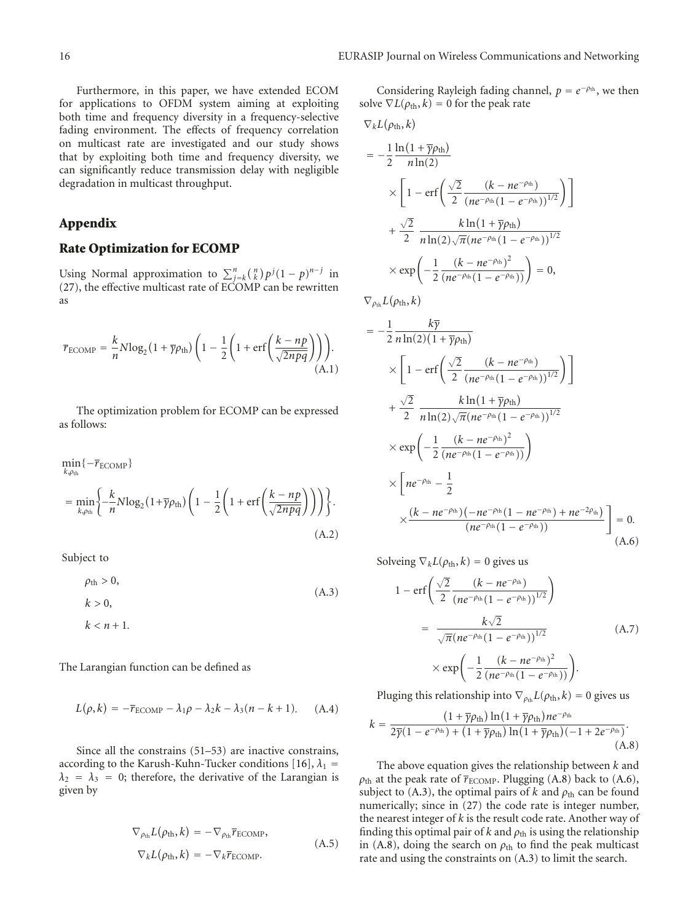Furthermore, in this paper, we have extended ECOM for applications to OFDM system aiming at exploiting both time and frequency diversity in a frequency-selective fading environment. The effects of frequency correlation on multicast rate are investigated and our study shows that by exploiting both time and frequency diversity, we can significantly reduce transmission delay with negligible degradation in multicast throughput.

## Appendix

## Rate Optimization for ECOMP

Using Normal approximation to $\sum_{j=k}^{n}\binom{n}{k}p^j(1-p)^{n-j}$ in (27), the effective multicast rate of ECOMP can be rewritten as

$$\overline{r}_{\text{ECOMP}} = \frac{k}{n}N\log_2(1+\overline{\gamma}\rho_{\text{th}})\left(1-\frac{1}{2}\left(1+\text{erf}\left(\frac{k-np}{\sqrt{2npq}}\right)\right)\right). \tag{A.1}$$

The optimization problem for ECOMP can be expressed as follows:

$$\min_{k,\rho_{\text{th}}}\{-\overline{r}_{\text{ECOMP}}\} = \min_{k,\rho_{\text{th}}}\left\{-\frac{k}{n}N\log_2(1+\overline{\gamma}\rho_{\text{th}})\left(1-\frac{1}{2}\left(1+\text{erf}\left(\frac{k-np}{\sqrt{2npq}}\right)\right)\right)\right\}. \tag{A.2}$$

Subject to

$$\begin{aligned} &\rho_{\text{th}} > 0,\\ &k > 0,\\ &k < n+1. \end{aligned} \tag{A.3}$$

The Larangian function can be defined as

$$L(\rho,k) = -\overline{r}_{\text{ECOMP}} - \lambda_1\rho - \lambda_2 k - \lambda_3(n-k+1). \tag{A.4}$$

Since all the constrains (51–53) are inactive constrains, according to the Karush-Kuhn-Tucker conditions [16], $\lambda_1 = \lambda_2 = \lambda_3 = 0$; therefore, the derivative of the Larangian is given by

$$\begin{aligned} \nabla_{\rho_{\text{th}}}L(\rho_{\text{th}},k) &= -\nabla_{\rho_{\text{th}}}\overline{r}_{\text{ECOMP}},\\ \nabla_k L(\rho_{\text{th}},k) &= -\nabla_k \overline{r}_{\text{ECOMP}}. \end{aligned} \tag{A.5}$$

Considering Rayleigh fading channel, $p = e^{-\rho_{\text{th}}}$, we then solve $\nabla L(\rho_{\text{th}},k) = 0$ for the peak rate

$$\begin{aligned} &\nabla_k L(\rho_{\text{th}},k)\\ &= -\frac{1}{2}\frac{\ln(1+\overline{\gamma}\rho_{\text{th}})}{n\ln(2)} \times\left[1-\text{erf}\left(\frac{\sqrt{2}}{2}\frac{(k-ne^{-\rho_{\text{th}}})}{(ne^{-\rho_{\text{th}}}(1-e^{-\rho_{\text{th}}}))^{1/2}}\right)\right]\\ &\quad+\frac{\sqrt{2}}{2}\frac{k\ln(1+\overline{\gamma}\rho_{\text{th}})}{n\ln(2)\sqrt{\pi}(ne^{-\rho_{\text{th}}}(1-e^{-\rho_{\text{th}}}))^{1/2}} \times\exp\left(-\frac{1}{2}\frac{(k-ne^{-\rho_{\text{th}}})^2}{(ne^{-\rho_{\text{th}}}(1-e^{-\rho_{\text{th}}}))}\right) = 0,\\ &\nabla_{\rho_{\text{th}}}L(\rho_{\text{th}},k)\\ &= -\frac{1}{2}\frac{k\overline{\gamma}}{n\ln(2)(1+\overline{\gamma}\rho_{\text{th}})} \times\left[1-\text{erf}\left(\frac{\sqrt{2}}{2}\frac{(k-ne^{-\rho_{\text{th}}})}{(ne^{-\rho_{\text{th}}}(1-e^{-\rho_{\text{th}}}))^{1/2}}\right)\right]\\ &\quad+\frac{\sqrt{2}}{2}\frac{k\ln(1+\overline{\gamma}\rho_{\text{th}})}{n\ln(2)\sqrt{\pi}(ne^{-\rho_{\text{th}}}(1-e^{-\rho_{\text{th}}}))^{1/2}} \times\exp\left(-\frac{1}{2}\frac{(k-ne^{-\rho_{\text{th}}})^2}{(ne^{-\rho_{\text{th}}}(1-e^{-\rho_{\text{th}}}))}\right)\\ &\quad\times\left[ne^{-\rho_{\text{th}}}-\frac{1}{2} \times\frac{(k-ne^{-\rho_{\text{th}}})(-ne^{-\rho_{\text{th}}}(1-ne^{-\rho_{\text{th}}})+ne^{-2\rho_{\text{th}}})}{(ne^{-\rho_{\text{th}}}(1-e^{-\rho_{\text{th}}}))}\right] = 0. \end{aligned} \tag{A.6}$$

Solveing $\nabla_k L(\rho_{\text{th}},k) = 0$ gives us

$$\begin{aligned} 1-\text{erf}\left(\frac{\sqrt{2}}{2}\frac{(k-ne^{-\rho_{\text{th}}})}{(ne^{-\rho_{\text{th}}}(1-e^{-\rho_{\text{th}}}))^{1/2}}\right) &= \frac{k\sqrt{2}}{\sqrt{\pi}(ne^{-\rho_{\text{th}}}(1-e^{-\rho_{\text{th}}}))^{1/2}}\\ &\quad\times\exp\left(-\frac{1}{2}\frac{(k-ne^{-\rho_{\text{th}}})^2}{(ne^{-\rho_{\text{th}}}(1-e^{-\rho_{\text{th}}}))}\right). \end{aligned} \tag{A.7}$$

Pluging this relationship into $\nabla_{\rho_{\text{th}}}L(\rho_{\text{th}},k) = 0$ gives us

$$k = \frac{(1+\overline{\gamma}\rho_{\text{th}})\ln(1+\overline{\gamma}\rho_{\text{th}})ne^{-\rho_{\text{th}}}}{2\overline{\gamma}(1-e^{-\rho_{\text{th}}})+(1+\overline{\gamma}\rho_{\text{th}})\ln(1+\overline{\gamma}\rho_{\text{th}})(-1+2e^{-\rho_{\text{th}}})}. \tag{A.8}$$

The above equation gives the relationship between $k$ and $\rho_{\text{th}}$ at the peak rate of $\overline{r}_{\text{ECOMP}}$. Plugging (A.8) back to (A.6), subject to (A.3), the optimal pairs of $k$ and $\rho_{\text{th}}$ can be found numerically; since in (27) the code rate is integer number, the nearest integer of $k$ is the result code rate. Another way of finding this optimal pair of $k$ and $\rho_{\text{th}}$ is using the relationship in (A.8), doing the search on $\rho_{\text{th}}$ to find the peak multicast rate and using the constraints on (A.3) to limit the search.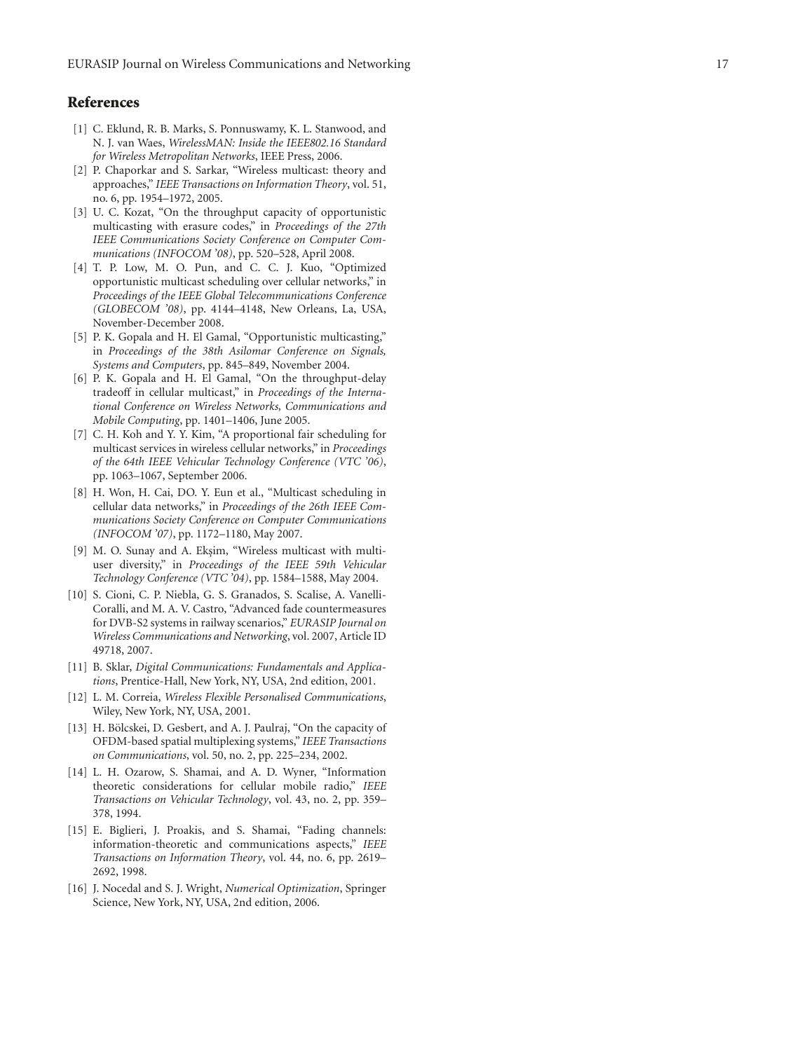## References

[1] C. Eklund, R. B. Marks, S. Ponnuswamy, K. L. Stanwood, and N. J. van Waes, *WirelessMAN: Inside the IEEE802.16 Standard for Wireless Metropolitan Networks*, IEEE Press, 2006.

[2] P. Chaporkar and S. Sarkar, "Wireless multicast: theory and approaches," *IEEE Transactions on Information Theory*, vol. 51, no. 6, pp. 1954–1972, 2005.

[3] U. C. Kozat, "On the throughput capacity of opportunistic multicasting with erasure codes," in *Proceedings of the 27th IEEE Communications Society Conference on Computer Communications (INFOCOM '08)*, pp. 520–528, April 2008.

[4] T. P. Low, M. O. Pun, and C. C. J. Kuo, "Optimized opportunistic multicast scheduling over cellular networks," in *Proceedings of the IEEE Global Telecommunications Conference (GLOBECOM '08)*, pp. 4144–4148, New Orleans, La, USA, November-December 2008.

[5] P. K. Gopala and H. El Gamal, "Opportunistic multicasting," in *Proceedings of the 38th Asilomar Conference on Signals, Systems and Computers*, pp. 845–849, November 2004.

[6] P. K. Gopala and H. El Gamal, "On the throughput-delay tradeoff in cellular multicast," in *Proceedings of the International Conference on Wireless Networks, Communications and Mobile Computing*, pp. 1401–1406, June 2005.

[7] C. H. Koh and Y. Y. Kim, "A proportional fair scheduling for multicast services in wireless cellular networks," in *Proceedings of the 64th IEEE Vehicular Technology Conference (VTC '06)*, pp. 1063–1067, September 2006.

[8] H. Won, H. Cai, DO. Y. Eun et al., "Multicast scheduling in cellular data networks," in *Proceedings of the 26th IEEE Communications Society Conference on Computer Communications (INFOCOM '07)*, pp. 1172–1180, May 2007.

[9] M. O. Sunay and A. Ekşim, "Wireless multicast with multiuser diversity," in *Proceedings of the IEEE 59th Vehicular Technology Conference (VTC '04)*, pp. 1584–1588, May 2004.

[10] S. Cioni, C. P. Niebla, G. S. Granados, S. Scalise, A. Vanelli-Coralli, and M. A. V. Castro, "Advanced fade countermeasures for DVB-S2 systems in railway scenarios," *EURASIP Journal on Wireless Communications and Networking*, vol. 2007, Article ID 49718, 2007.

[11] B. Sklar, *Digital Communications: Fundamentals and Applications*, Prentice-Hall, New York, NY, USA, 2nd edition, 2001.

[12] L. M. Correia, *Wireless Flexible Personalised Communications*, Wiley, New York, NY, USA, 2001.

[13] H. Bölcskei, D. Gesbert, and A. J. Paulraj, "On the capacity of OFDM-based spatial multiplexing systems," *IEEE Transactions on Communications*, vol. 50, no. 2, pp. 225–234, 2002.

[14] L. H. Ozarow, S. Shamai, and A. D. Wyner, "Information theoretic considerations for cellular mobile radio," *IEEE Transactions on Vehicular Technology*, vol. 43, no. 2, pp. 359–378, 1994.

[15] E. Biglieri, J. Proakis, and S. Shamai, "Fading channels: information-theoretic and communications aspects," *IEEE Transactions on Information Theory*, vol. 44, no. 6, pp. 2619–2692, 1998.

[16] J. Nocedal and S. J. Wright, *Numerical Optimization*, Springer Science, New York, NY, USA, 2nd edition, 2006.